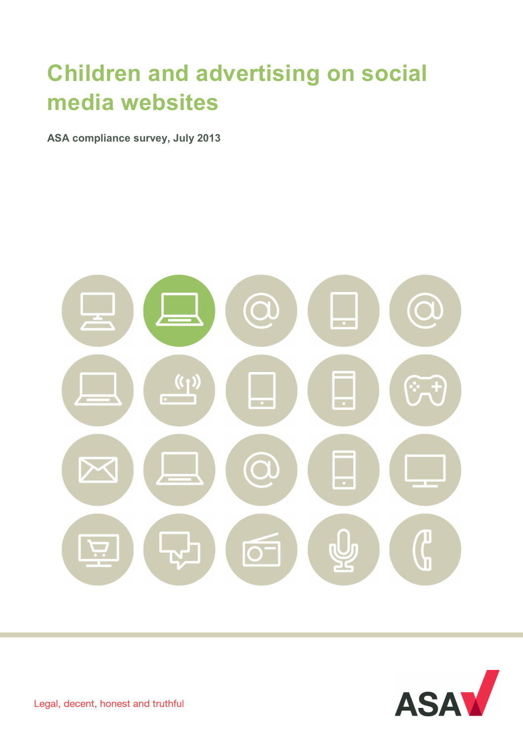# Children and advertising on social media websites

**ASA compliance survey, July 2013**

Legal, decent, honest and truthful

ASA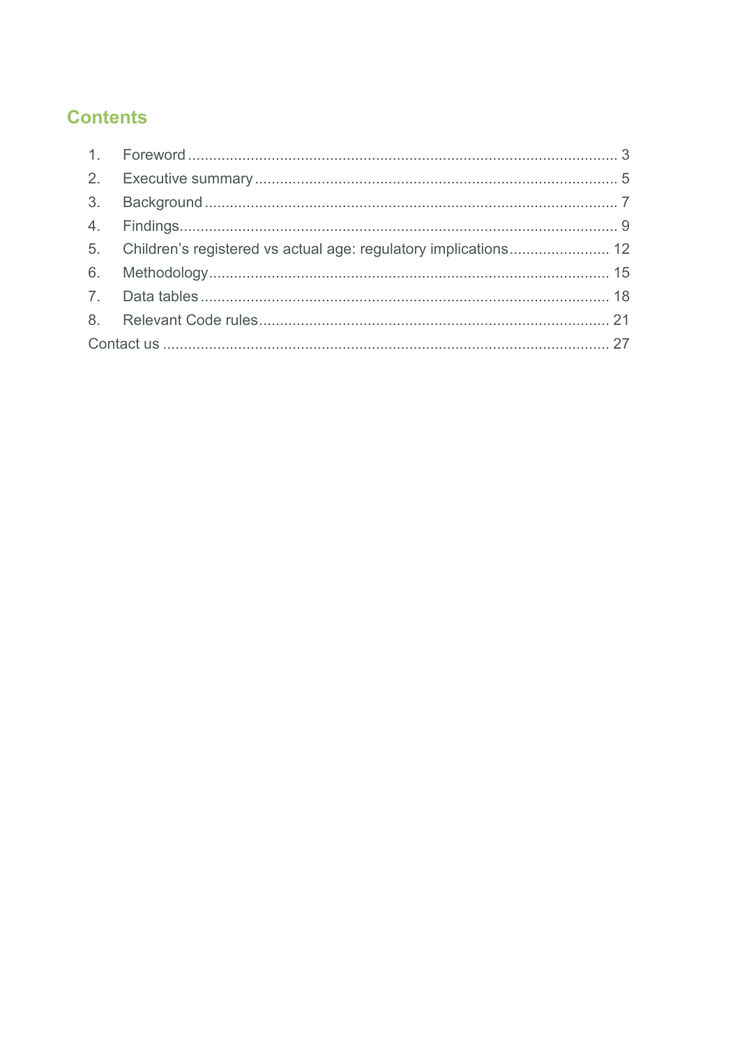## Contents

1. Foreword ........................................................................................................ 3
2. Executive summary ........................................................................................ 5
3. Background .................................................................................................... 7
4. Findings .......................................................................................................... 9
5. Children's registered vs actual age: regulatory implications ......................... 12
6. Methodology ................................................................................................. 15
7. Data tables .................................................................................................... 18
8. Relevant Code rules ...................................................................................... 21

Contact us .......................................................................................................... 27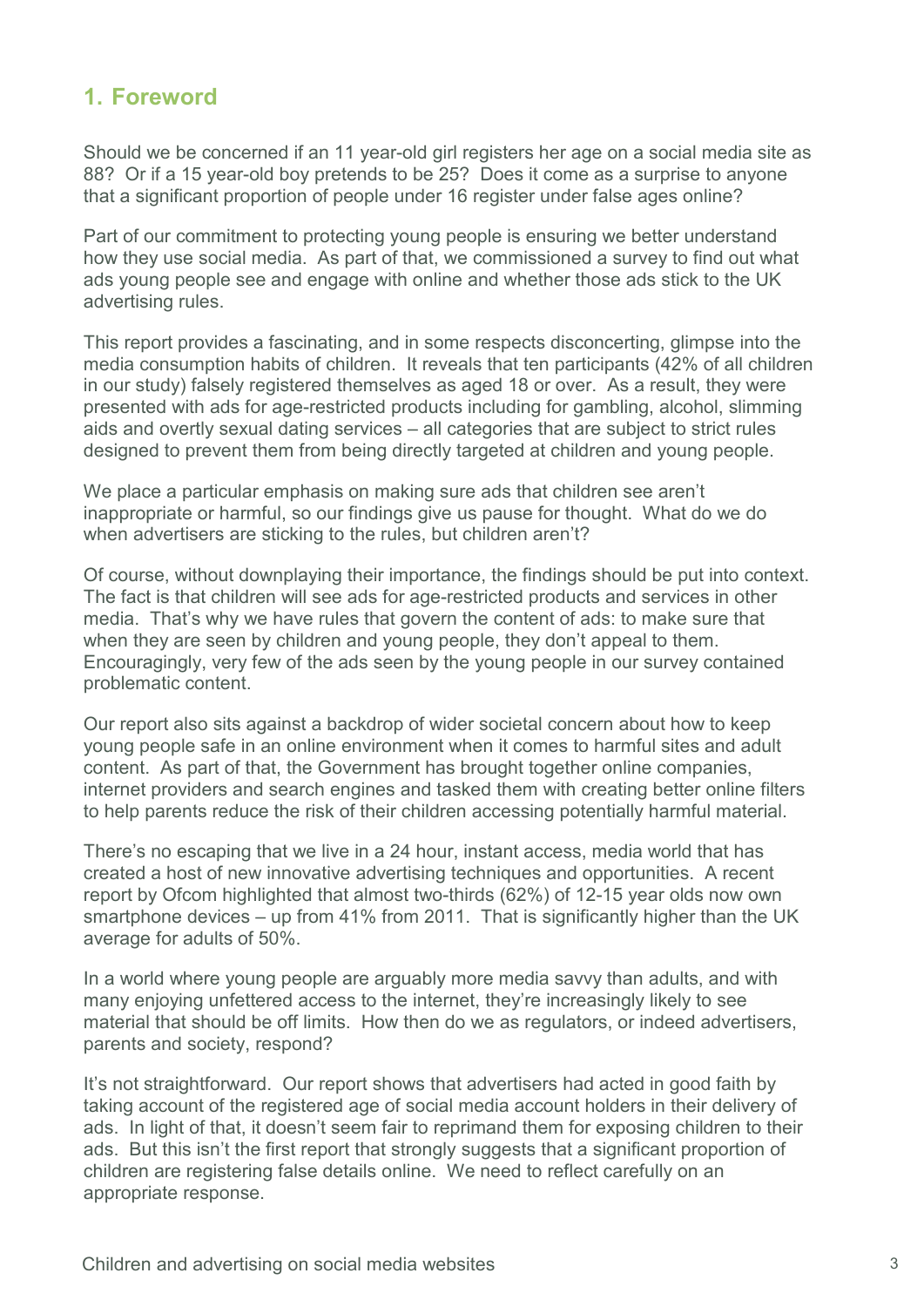## 1. Foreword

Should we be concerned if an 11 year-old girl registers her age on a social media site as 88? Or if a 15 year-old boy pretends to be 25? Does it come as a surprise to anyone that a significant proportion of people under 16 register under false ages online?

Part of our commitment to protecting young people is ensuring we better understand how they use social media. As part of that, we commissioned a survey to find out what ads young people see and engage with online and whether those ads stick to the UK advertising rules.

This report provides a fascinating, and in some respects disconcerting, glimpse into the media consumption habits of children. It reveals that ten participants (42% of all children in our study) falsely registered themselves as aged 18 or over. As a result, they were presented with ads for age-restricted products including for gambling, alcohol, slimming aids and overtly sexual dating services – all categories that are subject to strict rules designed to prevent them from being directly targeted at children and young people.

We place a particular emphasis on making sure ads that children see aren't inappropriate or harmful, so our findings give us pause for thought. What do we do when advertisers are sticking to the rules, but children aren't?

Of course, without downplaying their importance, the findings should be put into context. The fact is that children will see ads for age-restricted products and services in other media. That's why we have rules that govern the content of ads: to make sure that when they are seen by children and young people, they don't appeal to them. Encouragingly, very few of the ads seen by the young people in our survey contained problematic content.

Our report also sits against a backdrop of wider societal concern about how to keep young people safe in an online environment when it comes to harmful sites and adult content. As part of that, the Government has brought together online companies, internet providers and search engines and tasked them with creating better online filters to help parents reduce the risk of their children accessing potentially harmful material.

There's no escaping that we live in a 24 hour, instant access, media world that has created a host of new innovative advertising techniques and opportunities. A recent report by Ofcom highlighted that almost two-thirds (62%) of 12-15 year olds now own smartphone devices – up from 41% from 2011. That is significantly higher than the UK average for adults of 50%.

In a world where young people are arguably more media savvy than adults, and with many enjoying unfettered access to the internet, they're increasingly likely to see material that should be off limits. How then do we as regulators, or indeed advertisers, parents and society, respond?

It's not straightforward. Our report shows that advertisers had acted in good faith by taking account of the registered age of social media account holders in their delivery of ads. In light of that, it doesn't seem fair to reprimand them for exposing children to their ads. But this isn't the first report that strongly suggests that a significant proportion of children are registering false details online. We need to reflect carefully on an appropriate response.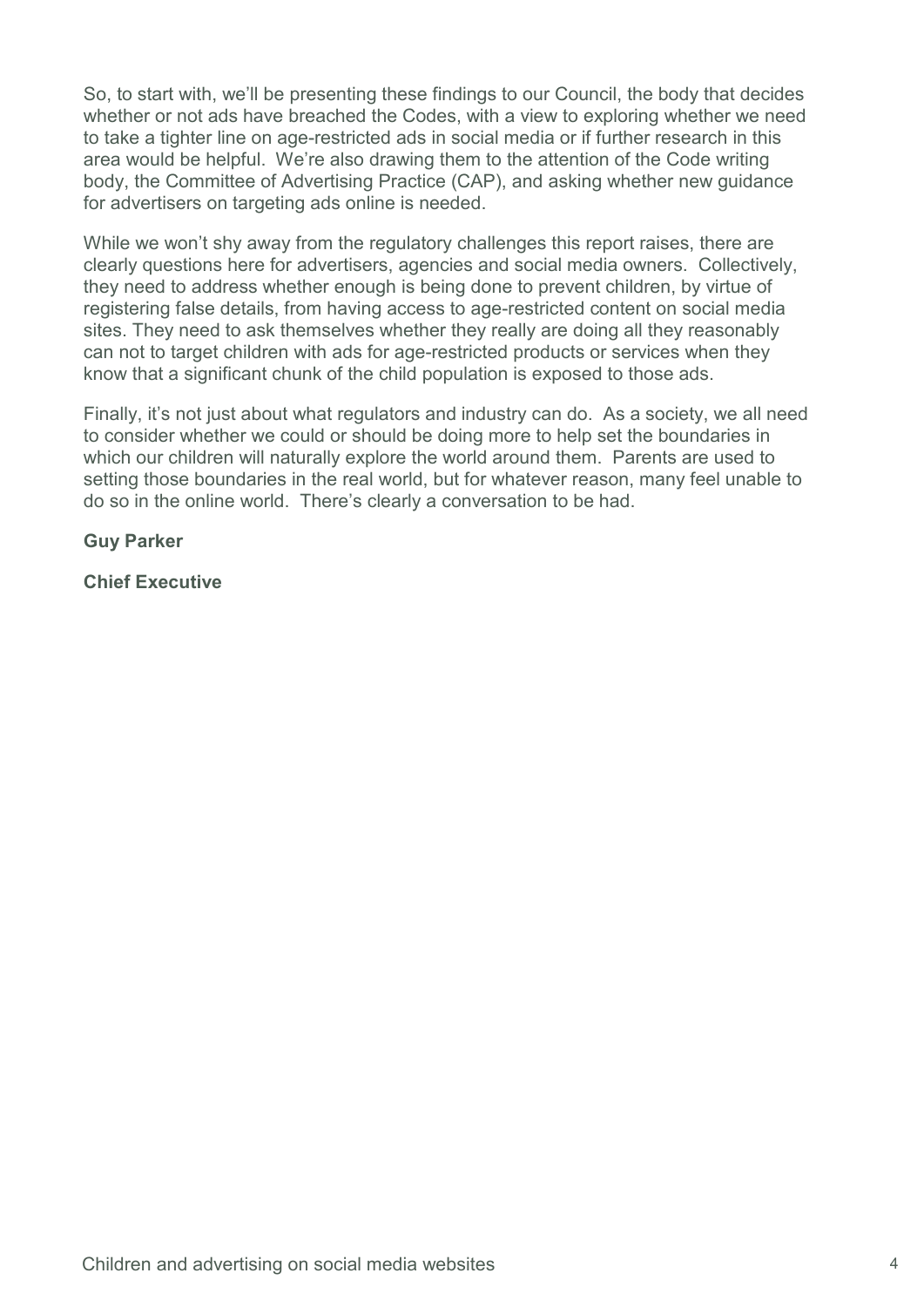So, to start with, we'll be presenting these findings to our Council, the body that decides whether or not ads have breached the Codes, with a view to exploring whether we need to take a tighter line on age-restricted ads in social media or if further research in this area would be helpful. We're also drawing them to the attention of the Code writing body, the Committee of Advertising Practice (CAP), and asking whether new guidance for advertisers on targeting ads online is needed.

While we won't shy away from the regulatory challenges this report raises, there are clearly questions here for advertisers, agencies and social media owners. Collectively, they need to address whether enough is being done to prevent children, by virtue of registering false details, from having access to age-restricted content on social media sites. They need to ask themselves whether they really are doing all they reasonably can not to target children with ads for age-restricted products or services when they know that a significant chunk of the child population is exposed to those ads.

Finally, it's not just about what regulators and industry can do. As a society, we all need to consider whether we could or should be doing more to help set the boundaries in which our children will naturally explore the world around them. Parents are used to setting those boundaries in the real world, but for whatever reason, many feel unable to do so in the online world. There's clearly a conversation to be had.

**Guy Parker**

**Chief Executive**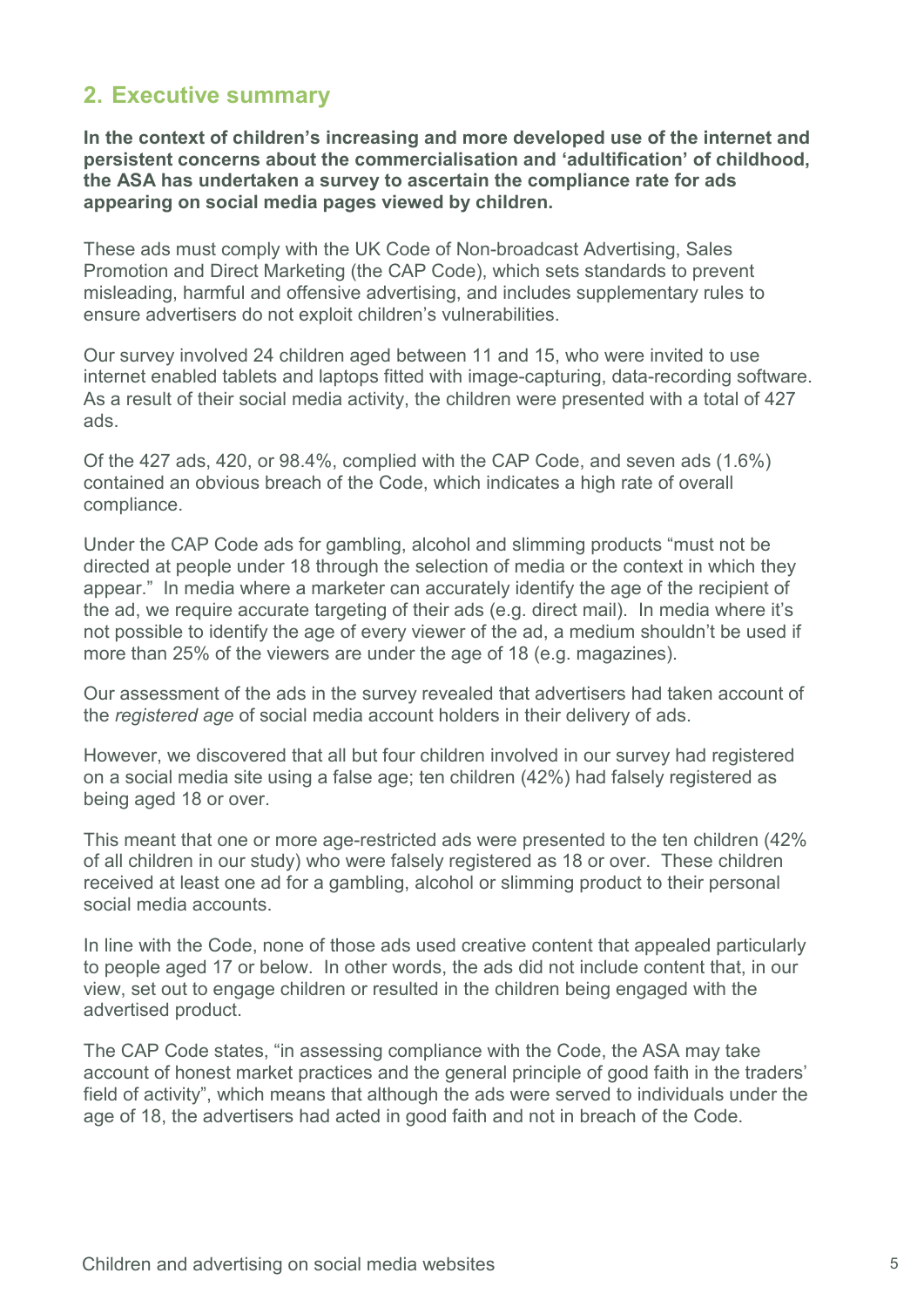## 2. Executive summary

**In the context of children's increasing and more developed use of the internet and persistent concerns about the commercialisation and 'adultification' of childhood, the ASA has undertaken a survey to ascertain the compliance rate for ads appearing on social media pages viewed by children.**

These ads must comply with the UK Code of Non-broadcast Advertising, Sales Promotion and Direct Marketing (the CAP Code), which sets standards to prevent misleading, harmful and offensive advertising, and includes supplementary rules to ensure advertisers do not exploit children's vulnerabilities.

Our survey involved 24 children aged between 11 and 15, who were invited to use internet enabled tablets and laptops fitted with image-capturing, data-recording software. As a result of their social media activity, the children were presented with a total of 427 ads.

Of the 427 ads, 420, or 98.4%, complied with the CAP Code, and seven ads (1.6%) contained an obvious breach of the Code, which indicates a high rate of overall compliance.

Under the CAP Code ads for gambling, alcohol and slimming products "must not be directed at people under 18 through the selection of media or the context in which they appear." In media where a marketer can accurately identify the age of the recipient of the ad, we require accurate targeting of their ads (e.g. direct mail). In media where it's not possible to identify the age of every viewer of the ad, a medium shouldn't be used if more than 25% of the viewers are under the age of 18 (e.g. magazines).

Our assessment of the ads in the survey revealed that advertisers had taken account of the *registered age* of social media account holders in their delivery of ads.

However, we discovered that all but four children involved in our survey had registered on a social media site using a false age; ten children (42%) had falsely registered as being aged 18 or over.

This meant that one or more age-restricted ads were presented to the ten children (42% of all children in our study) who were falsely registered as 18 or over. These children received at least one ad for a gambling, alcohol or slimming product to their personal social media accounts.

In line with the Code, none of those ads used creative content that appealed particularly to people aged 17 or below. In other words, the ads did not include content that, in our view, set out to engage children or resulted in the children being engaged with the advertised product.

The CAP Code states, "in assessing compliance with the Code, the ASA may take account of honest market practices and the general principle of good faith in the traders' field of activity", which means that although the ads were served to individuals under the age of 18, the advertisers had acted in good faith and not in breach of the Code.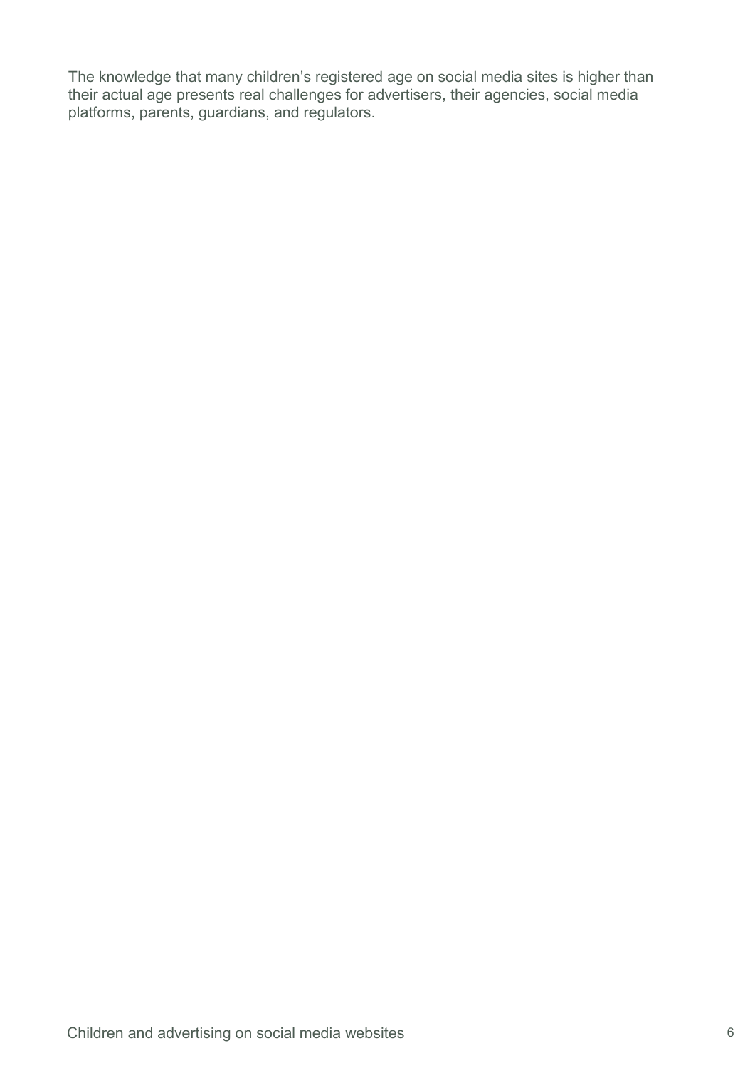The knowledge that many children's registered age on social media sites is higher than their actual age presents real challenges for advertisers, their agencies, social media platforms, parents, guardians, and regulators.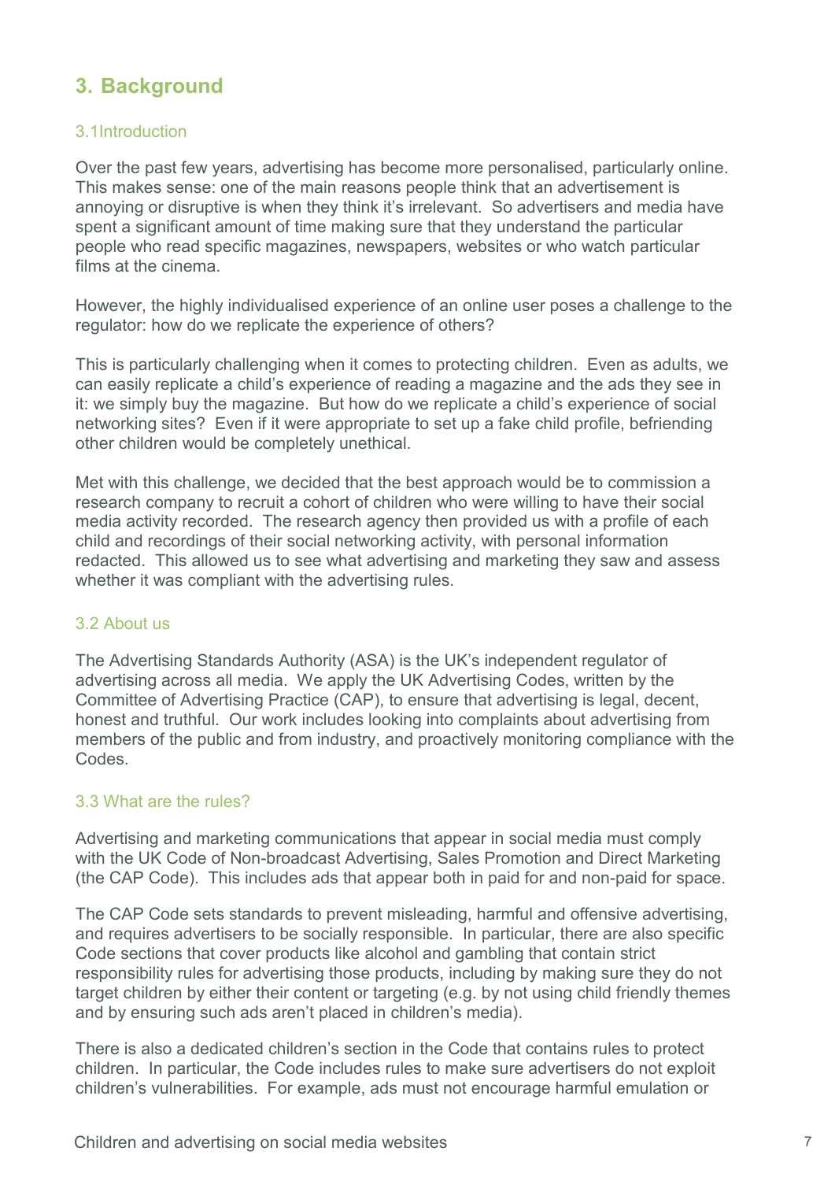## 3. Background

### 3.1Introduction

Over the past few years, advertising has become more personalised, particularly online. This makes sense: one of the main reasons people think that an advertisement is annoying or disruptive is when they think it's irrelevant. So advertisers and media have spent a significant amount of time making sure that they understand the particular people who read specific magazines, newspapers, websites or who watch particular films at the cinema.

However, the highly individualised experience of an online user poses a challenge to the regulator: how do we replicate the experience of others?

This is particularly challenging when it comes to protecting children. Even as adults, we can easily replicate a child's experience of reading a magazine and the ads they see in it: we simply buy the magazine. But how do we replicate a child's experience of social networking sites? Even if it were appropriate to set up a fake child profile, befriending other children would be completely unethical.

Met with this challenge, we decided that the best approach would be to commission a research company to recruit a cohort of children who were willing to have their social media activity recorded. The research agency then provided us with a profile of each child and recordings of their social networking activity, with personal information redacted. This allowed us to see what advertising and marketing they saw and assess whether it was compliant with the advertising rules.

### 3.2 About us

The Advertising Standards Authority (ASA) is the UK's independent regulator of advertising across all media. We apply the UK Advertising Codes, written by the Committee of Advertising Practice (CAP), to ensure that advertising is legal, decent, honest and truthful. Our work includes looking into complaints about advertising from members of the public and from industry, and proactively monitoring compliance with the Codes.

### 3.3 What are the rules?

Advertising and marketing communications that appear in social media must comply with the UK Code of Non-broadcast Advertising, Sales Promotion and Direct Marketing (the CAP Code). This includes ads that appear both in paid for and non-paid for space.

The CAP Code sets standards to prevent misleading, harmful and offensive advertising, and requires advertisers to be socially responsible. In particular, there are also specific Code sections that cover products like alcohol and gambling that contain strict responsibility rules for advertising those products, including by making sure they do not target children by either their content or targeting (e.g. by not using child friendly themes and by ensuring such ads aren't placed in children's media).

There is also a dedicated children's section in the Code that contains rules to protect children. In particular, the Code includes rules to make sure advertisers do not exploit children's vulnerabilities. For example, ads must not encourage harmful emulation or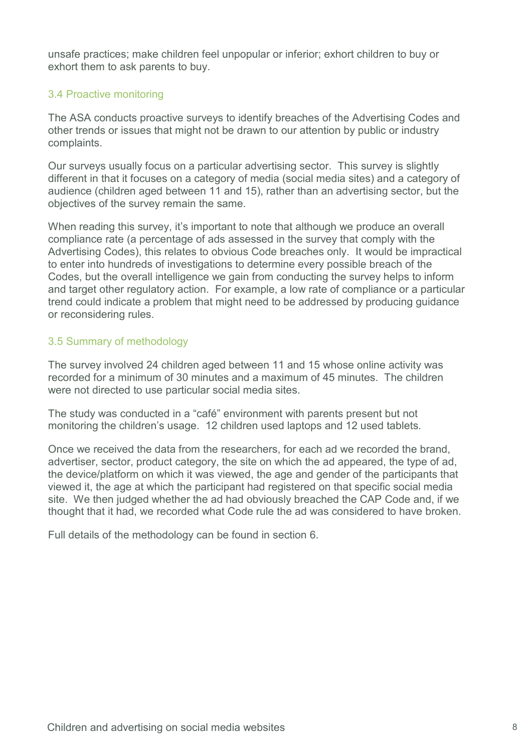unsafe practices; make children feel unpopular or inferior; exhort children to buy or exhort them to ask parents to buy.

### 3.4 Proactive monitoring

The ASA conducts proactive surveys to identify breaches of the Advertising Codes and other trends or issues that might not be drawn to our attention by public or industry complaints.

Our surveys usually focus on a particular advertising sector. This survey is slightly different in that it focuses on a category of media (social media sites) and a category of audience (children aged between 11 and 15), rather than an advertising sector, but the objectives of the survey remain the same.

When reading this survey, it's important to note that although we produce an overall compliance rate (a percentage of ads assessed in the survey that comply with the Advertising Codes), this relates to obvious Code breaches only. It would be impractical to enter into hundreds of investigations to determine every possible breach of the Codes, but the overall intelligence we gain from conducting the survey helps to inform and target other regulatory action. For example, a low rate of compliance or a particular trend could indicate a problem that might need to be addressed by producing guidance or reconsidering rules.

### 3.5 Summary of methodology

The survey involved 24 children aged between 11 and 15 whose online activity was recorded for a minimum of 30 minutes and a maximum of 45 minutes. The children were not directed to use particular social media sites.

The study was conducted in a "café" environment with parents present but not monitoring the children's usage. 12 children used laptops and 12 used tablets.

Once we received the data from the researchers, for each ad we recorded the brand, advertiser, sector, product category, the site on which the ad appeared, the type of ad, the device/platform on which it was viewed, the age and gender of the participants that viewed it, the age at which the participant had registered on that specific social media site. We then judged whether the ad had obviously breached the CAP Code and, if we thought that it had, we recorded what Code rule the ad was considered to have broken.

Full details of the methodology can be found in section 6.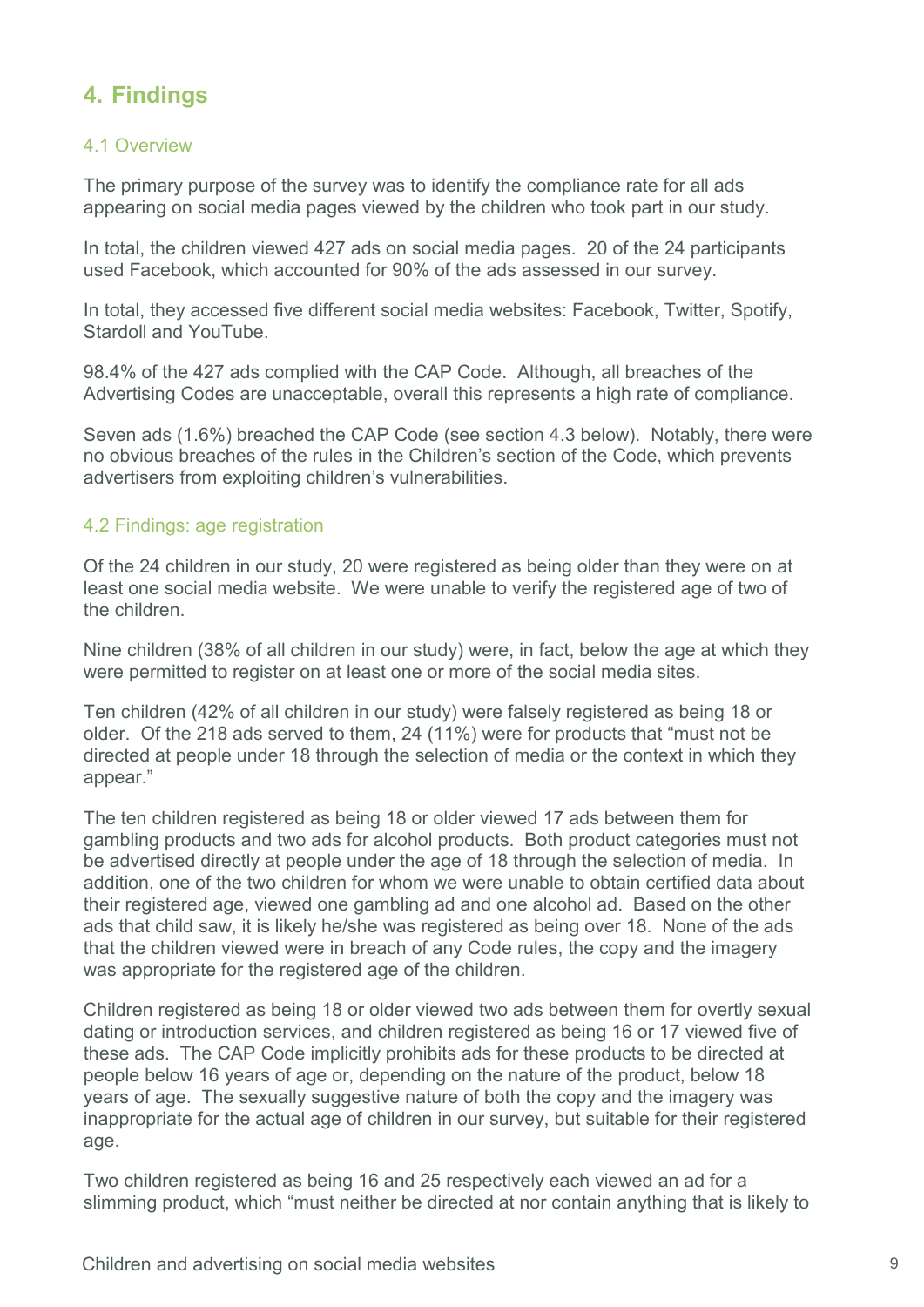## 4. Findings

### 4.1 Overview

The primary purpose of the survey was to identify the compliance rate for all ads appearing on social media pages viewed by the children who took part in our study.

In total, the children viewed 427 ads on social media pages. 20 of the 24 participants used Facebook, which accounted for 90% of the ads assessed in our survey.

In total, they accessed five different social media websites: Facebook, Twitter, Spotify, Stardoll and YouTube.

98.4% of the 427 ads complied with the CAP Code. Although, all breaches of the Advertising Codes are unacceptable, overall this represents a high rate of compliance.

Seven ads (1.6%) breached the CAP Code (see section 4.3 below). Notably, there were no obvious breaches of the rules in the Children's section of the Code, which prevents advertisers from exploiting children's vulnerabilities.

### 4.2 Findings: age registration

Of the 24 children in our study, 20 were registered as being older than they were on at least one social media website. We were unable to verify the registered age of two of the children.

Nine children (38% of all children in our study) were, in fact, below the age at which they were permitted to register on at least one or more of the social media sites.

Ten children (42% of all children in our study) were falsely registered as being 18 or older. Of the 218 ads served to them, 24 (11%) were for products that "must not be directed at people under 18 through the selection of media or the context in which they appear."

The ten children registered as being 18 or older viewed 17 ads between them for gambling products and two ads for alcohol products. Both product categories must not be advertised directly at people under the age of 18 through the selection of media. In addition, one of the two children for whom we were unable to obtain certified data about their registered age, viewed one gambling ad and one alcohol ad. Based on the other ads that child saw, it is likely he/she was registered as being over 18. None of the ads that the children viewed were in breach of any Code rules, the copy and the imagery was appropriate for the registered age of the children.

Children registered as being 18 or older viewed two ads between them for overtly sexual dating or introduction services, and children registered as being 16 or 17 viewed five of these ads. The CAP Code implicitly prohibits ads for these products to be directed at people below 16 years of age or, depending on the nature of the product, below 18 years of age. The sexually suggestive nature of both the copy and the imagery was inappropriate for the actual age of children in our survey, but suitable for their registered age.

Two children registered as being 16 and 25 respectively each viewed an ad for a slimming product, which "must neither be directed at nor contain anything that is likely to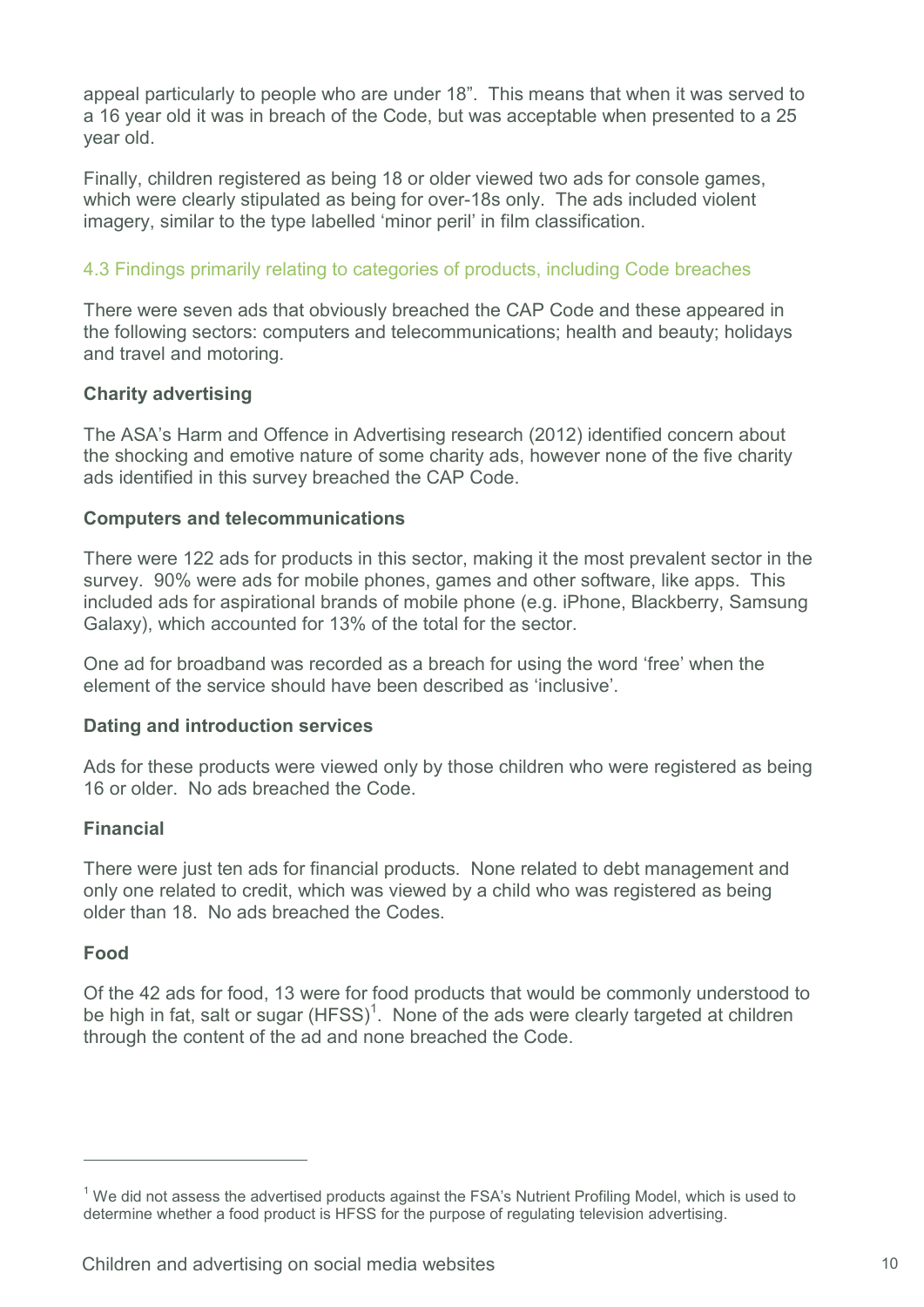appeal particularly to people who are under 18". This means that when it was served to a 16 year old it was in breach of the Code, but was acceptable when presented to a 25 year old.

Finally, children registered as being 18 or older viewed two ads for console games, which were clearly stipulated as being for over-18s only. The ads included violent imagery, similar to the type labelled 'minor peril' in film classification.

### 4.3 Findings primarily relating to categories of products, including Code breaches

There were seven ads that obviously breached the CAP Code and these appeared in the following sectors: computers and telecommunications; health and beauty; holidays and travel and motoring.

**Charity advertising**

The ASA's Harm and Offence in Advertising research (2012) identified concern about the shocking and emotive nature of some charity ads, however none of the five charity ads identified in this survey breached the CAP Code.

**Computers and telecommunications**

There were 122 ads for products in this sector, making it the most prevalent sector in the survey. 90% were ads for mobile phones, games and other software, like apps. This included ads for aspirational brands of mobile phone (e.g. iPhone, Blackberry, Samsung Galaxy), which accounted for 13% of the total for the sector.

One ad for broadband was recorded as a breach for using the word 'free' when the element of the service should have been described as 'inclusive'.

**Dating and introduction services**

Ads for these products were viewed only by those children who were registered as being 16 or older. No ads breached the Code.

**Financial**

There were just ten ads for financial products. None related to debt management and only one related to credit, which was viewed by a child who was registered as being older than 18. No ads breached the Codes.

**Food**

Of the 42 ads for food, 13 were for food products that would be commonly understood to be high in fat, salt or sugar (HFSS)[1]. None of the ads were clearly targeted at children through the content of the ad and none breached the Code.

---

[1] We did not assess the advertised products against the FSA's Nutrient Profiling Model, which is used to determine whether a food product is HFSS for the purpose of regulating television advertising.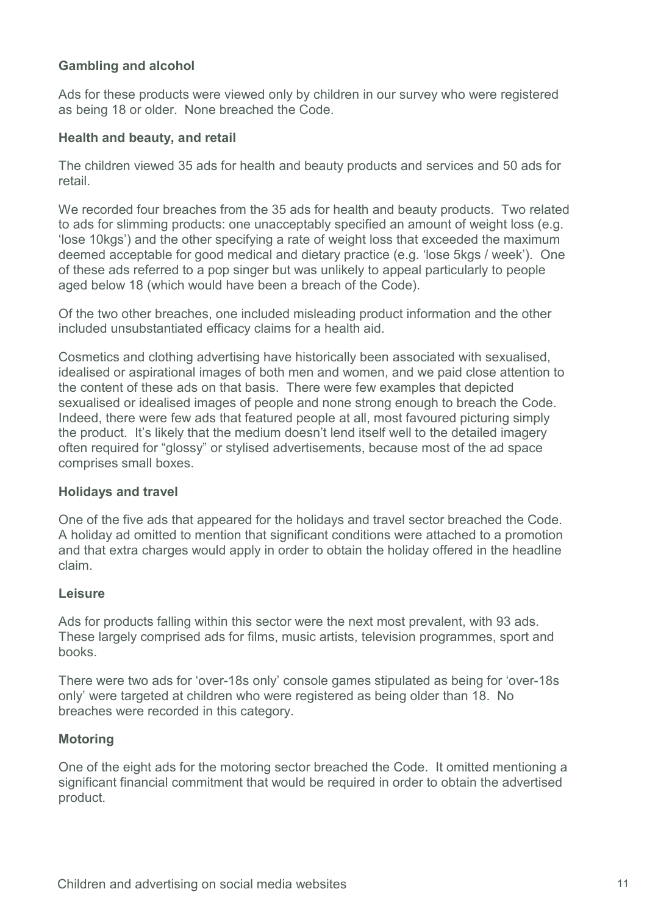**Gambling and alcohol**

Ads for these products were viewed only by children in our survey who were registered as being 18 or older. None breached the Code.

**Health and beauty, and retail**

The children viewed 35 ads for health and beauty products and services and 50 ads for retail.

We recorded four breaches from the 35 ads for health and beauty products. Two related to ads for slimming products: one unacceptably specified an amount of weight loss (e.g. 'lose 10kgs') and the other specifying a rate of weight loss that exceeded the maximum deemed acceptable for good medical and dietary practice (e.g. 'lose 5kgs / week'). One of these ads referred to a pop singer but was unlikely to appeal particularly to people aged below 18 (which would have been a breach of the Code).

Of the two other breaches, one included misleading product information and the other included unsubstantiated efficacy claims for a health aid.

Cosmetics and clothing advertising have historically been associated with sexualised, idealised or aspirational images of both men and women, and we paid close attention to the content of these ads on that basis. There were few examples that depicted sexualised or idealised images of people and none strong enough to breach the Code. Indeed, there were few ads that featured people at all, most favoured picturing simply the product. It's likely that the medium doesn't lend itself well to the detailed imagery often required for "glossy" or stylised advertisements, because most of the ad space comprises small boxes.

**Holidays and travel**

One of the five ads that appeared for the holidays and travel sector breached the Code. A holiday ad omitted to mention that significant conditions were attached to a promotion and that extra charges would apply in order to obtain the holiday offered in the headline claim.

**Leisure**

Ads for products falling within this sector were the next most prevalent, with 93 ads. These largely comprised ads for films, music artists, television programmes, sport and books.

There were two ads for 'over-18s only' console games stipulated as being for 'over-18s only' were targeted at children who were registered as being older than 18. No breaches were recorded in this category.

**Motoring**

One of the eight ads for the motoring sector breached the Code. It omitted mentioning a significant financial commitment that would be required in order to obtain the advertised product.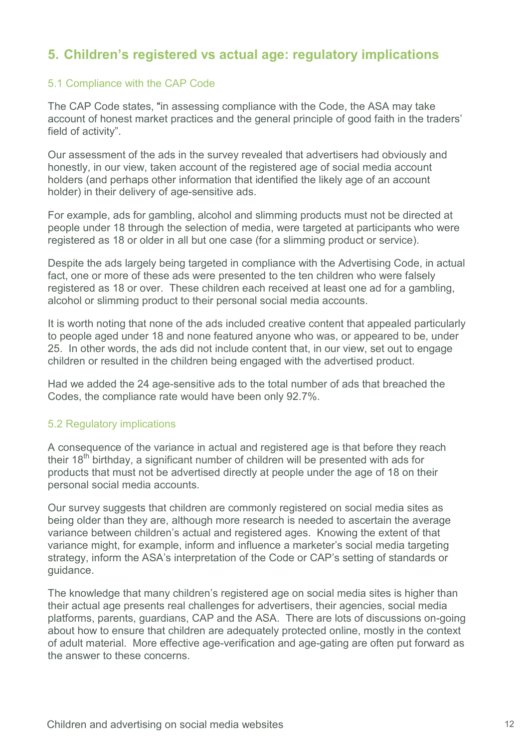## 5. Children's registered vs actual age: regulatory implications

### 5.1 Compliance with the CAP Code

The CAP Code states, "in assessing compliance with the Code, the ASA may take account of honest market practices and the general principle of good faith in the traders' field of activity".

Our assessment of the ads in the survey revealed that advertisers had obviously and honestly, in our view, taken account of the registered age of social media account holders (and perhaps other information that identified the likely age of an account holder) in their delivery of age-sensitive ads.

For example, ads for gambling, alcohol and slimming products must not be directed at people under 18 through the selection of media, were targeted at participants who were registered as 18 or older in all but one case (for a slimming product or service).

Despite the ads largely being targeted in compliance with the Advertising Code, in actual fact, one or more of these ads were presented to the ten children who were falsely registered as 18 or over. These children each received at least one ad for a gambling, alcohol or slimming product to their personal social media accounts.

It is worth noting that none of the ads included creative content that appealed particularly to people aged under 18 and none featured anyone who was, or appeared to be, under 25. In other words, the ads did not include content that, in our view, set out to engage children or resulted in the children being engaged with the advertised product.

Had we added the 24 age-sensitive ads to the total number of ads that breached the Codes, the compliance rate would have been only 92.7%.

### 5.2 Regulatory implications

A consequence of the variance in actual and registered age is that before they reach their 18th birthday, a significant number of children will be presented with ads for products that must not be advertised directly at people under the age of 18 on their personal social media accounts.

Our survey suggests that children are commonly registered on social media sites as being older than they are, although more research is needed to ascertain the average variance between children's actual and registered ages. Knowing the extent of that variance might, for example, inform and influence a marketer's social media targeting strategy, inform the ASA's interpretation of the Code or CAP's setting of standards or guidance.

The knowledge that many children's registered age on social media sites is higher than their actual age presents real challenges for advertisers, their agencies, social media platforms, parents, guardians, CAP and the ASA. There are lots of discussions on-going about how to ensure that children are adequately protected online, mostly in the context of adult material. More effective age-verification and age-gating are often put forward as the answer to these concerns.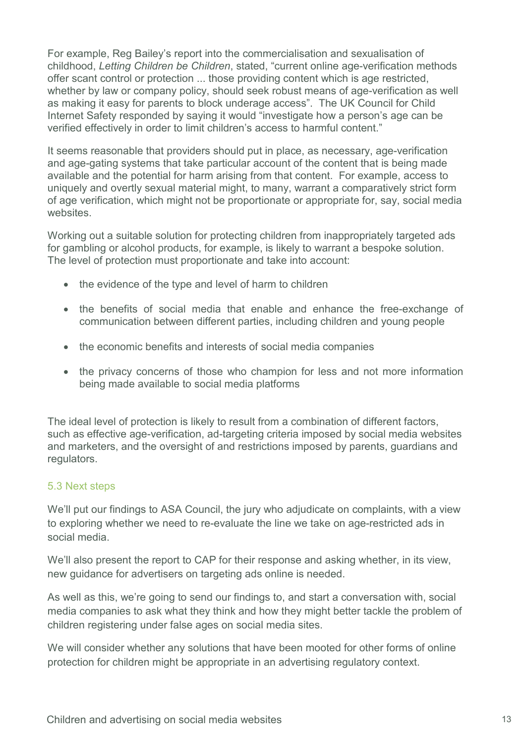For example, Reg Bailey's report into the commercialisation and sexualisation of childhood, *Letting Children be Children*, stated, "current online age-verification methods offer scant control or protection ... those providing content which is age restricted, whether by law or company policy, should seek robust means of age-verification as well as making it easy for parents to block underage access". The UK Council for Child Internet Safety responded by saying it would "investigate how a person's age can be verified effectively in order to limit children's access to harmful content."

It seems reasonable that providers should put in place, as necessary, age-verification and age-gating systems that take particular account of the content that is being made available and the potential for harm arising from that content. For example, access to uniquely and overtly sexual material might, to many, warrant a comparatively strict form of age verification, which might not be proportionate or appropriate for, say, social media websites.

Working out a suitable solution for protecting children from inappropriately targeted ads for gambling or alcohol products, for example, is likely to warrant a bespoke solution. The level of protection must proportionate and take into account:

- the evidence of the type and level of harm to children
- the benefits of social media that enable and enhance the free-exchange of communication between different parties, including children and young people
- the economic benefits and interests of social media companies
- the privacy concerns of those who champion for less and not more information being made available to social media platforms

The ideal level of protection is likely to result from a combination of different factors, such as effective age-verification, ad-targeting criteria imposed by social media websites and marketers, and the oversight of and restrictions imposed by parents, guardians and regulators.

### 5.3 Next steps

We'll put our findings to ASA Council, the jury who adjudicate on complaints, with a view to exploring whether we need to re-evaluate the line we take on age-restricted ads in social media.

We'll also present the report to CAP for their response and asking whether, in its view, new guidance for advertisers on targeting ads online is needed.

As well as this, we're going to send our findings to, and start a conversation with, social media companies to ask what they think and how they might better tackle the problem of children registering under false ages on social media sites.

We will consider whether any solutions that have been mooted for other forms of online protection for children might be appropriate in an advertising regulatory context.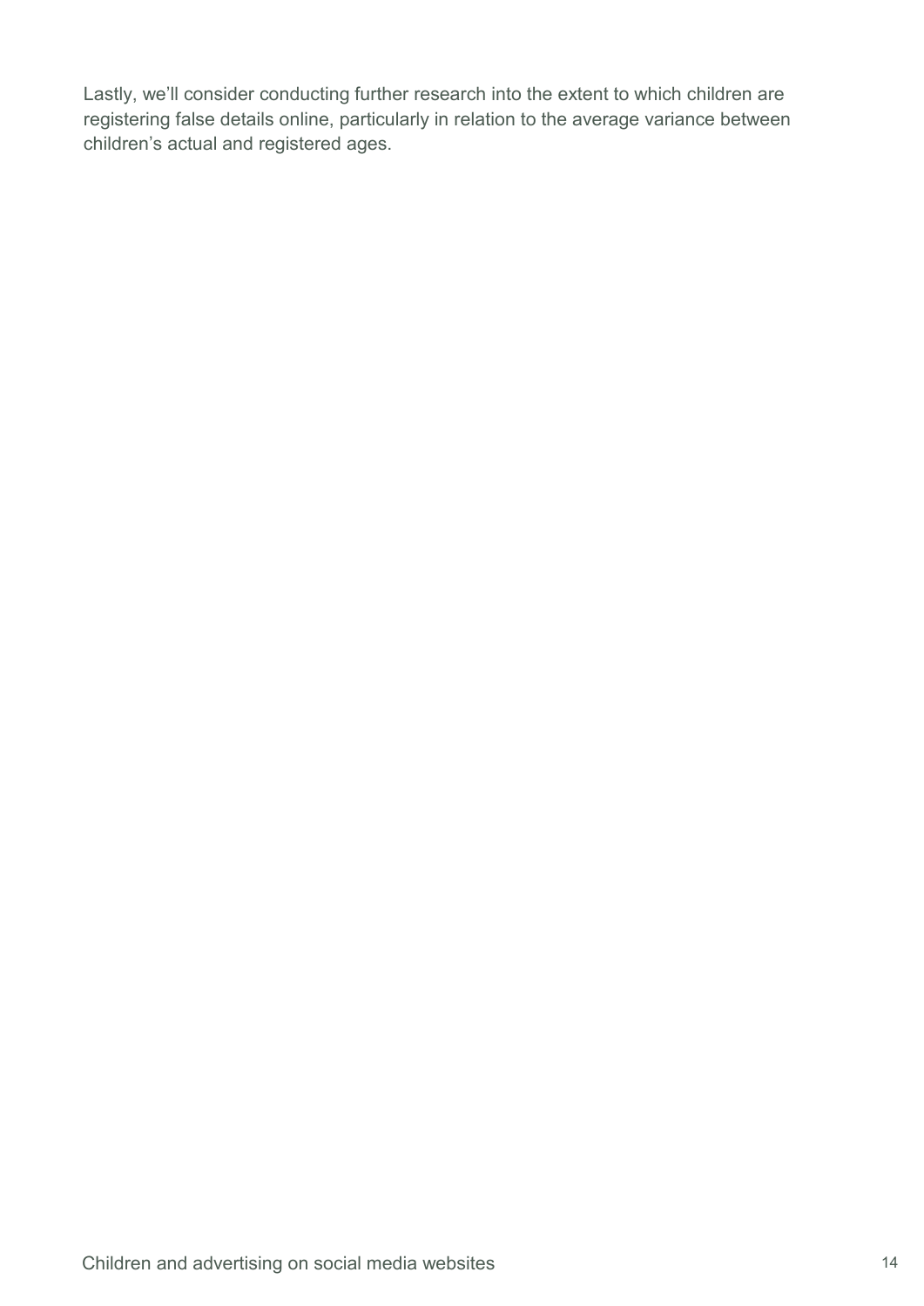Lastly, we'll consider conducting further research into the extent to which children are registering false details online, particularly in relation to the average variance between children's actual and registered ages.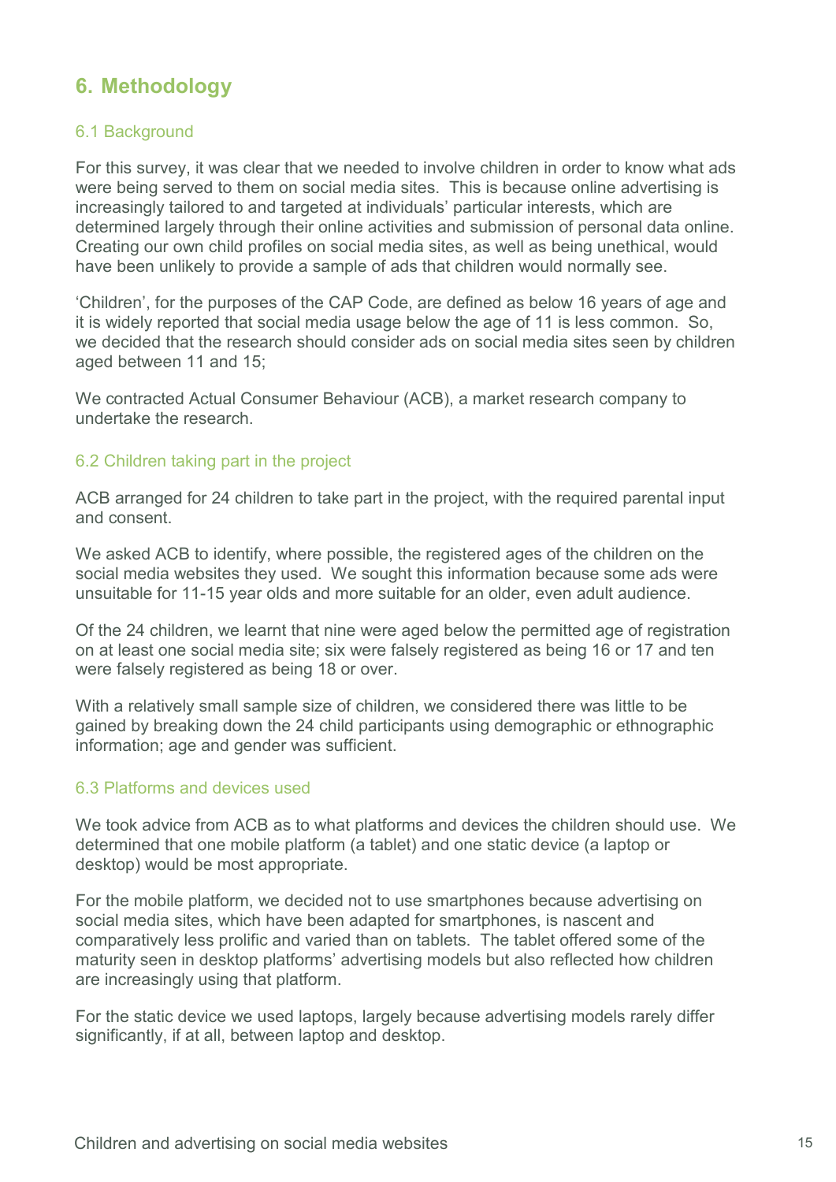# 6. Methodology

## 6.1 Background

For this survey, it was clear that we needed to involve children in order to know what ads were being served to them on social media sites. This is because online advertising is increasingly tailored to and targeted at individuals' particular interests, which are determined largely through their online activities and submission of personal data online. Creating our own child profiles on social media sites, as well as being unethical, would have been unlikely to provide a sample of ads that children would normally see.

'Children', for the purposes of the CAP Code, are defined as below 16 years of age and it is widely reported that social media usage below the age of 11 is less common. So, we decided that the research should consider ads on social media sites seen by children aged between 11 and 15;

We contracted Actual Consumer Behaviour (ACB), a market research company to undertake the research.

## 6.2 Children taking part in the project

ACB arranged for 24 children to take part in the project, with the required parental input and consent.

We asked ACB to identify, where possible, the registered ages of the children on the social media websites they used. We sought this information because some ads were unsuitable for 11-15 year olds and more suitable for an older, even adult audience.

Of the 24 children, we learnt that nine were aged below the permitted age of registration on at least one social media site; six were falsely registered as being 16 or 17 and ten were falsely registered as being 18 or over.

With a relatively small sample size of children, we considered there was little to be gained by breaking down the 24 child participants using demographic or ethnographic information; age and gender was sufficient.

## 6.3 Platforms and devices used

We took advice from ACB as to what platforms and devices the children should use. We determined that one mobile platform (a tablet) and one static device (a laptop or desktop) would be most appropriate.

For the mobile platform, we decided not to use smartphones because advertising on social media sites, which have been adapted for smartphones, is nascent and comparatively less prolific and varied than on tablets. The tablet offered some of the maturity seen in desktop platforms' advertising models but also reflected how children are increasingly using that platform.

For the static device we used laptops, largely because advertising models rarely differ significantly, if at all, between laptop and desktop.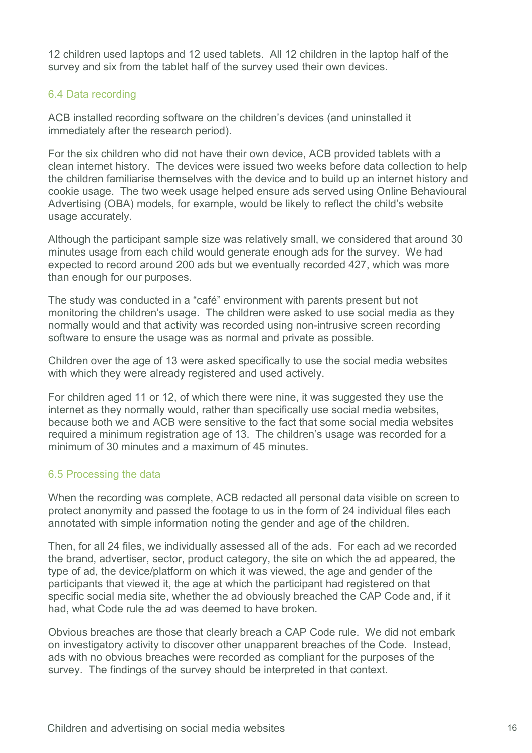12 children used laptops and 12 used tablets. All 12 children in the laptop half of the survey and six from the tablet half of the survey used their own devices.

### 6.4 Data recording

ACB installed recording software on the children's devices (and uninstalled it immediately after the research period).

For the six children who did not have their own device, ACB provided tablets with a clean internet history. The devices were issued two weeks before data collection to help the children familiarise themselves with the device and to build up an internet history and cookie usage. The two week usage helped ensure ads served using Online Behavioural Advertising (OBA) models, for example, would be likely to reflect the child's website usage accurately.

Although the participant sample size was relatively small, we considered that around 30 minutes usage from each child would generate enough ads for the survey. We had expected to record around 200 ads but we eventually recorded 427, which was more than enough for our purposes.

The study was conducted in a "café" environment with parents present but not monitoring the children's usage. The children were asked to use social media as they normally would and that activity was recorded using non-intrusive screen recording software to ensure the usage was as normal and private as possible.

Children over the age of 13 were asked specifically to use the social media websites with which they were already registered and used actively.

For children aged 11 or 12, of which there were nine, it was suggested they use the internet as they normally would, rather than specifically use social media websites, because both we and ACB were sensitive to the fact that some social media websites required a minimum registration age of 13. The children's usage was recorded for a minimum of 30 minutes and a maximum of 45 minutes.

### 6.5 Processing the data

When the recording was complete, ACB redacted all personal data visible on screen to protect anonymity and passed the footage to us in the form of 24 individual files each annotated with simple information noting the gender and age of the children.

Then, for all 24 files, we individually assessed all of the ads. For each ad we recorded the brand, advertiser, sector, product category, the site on which the ad appeared, the type of ad, the device/platform on which it was viewed, the age and gender of the participants that viewed it, the age at which the participant had registered on that specific social media site, whether the ad obviously breached the CAP Code and, if it had, what Code rule the ad was deemed to have broken.

Obvious breaches are those that clearly breach a CAP Code rule. We did not embark on investigatory activity to discover other unapparent breaches of the Code. Instead, ads with no obvious breaches were recorded as compliant for the purposes of the survey. The findings of the survey should be interpreted in that context.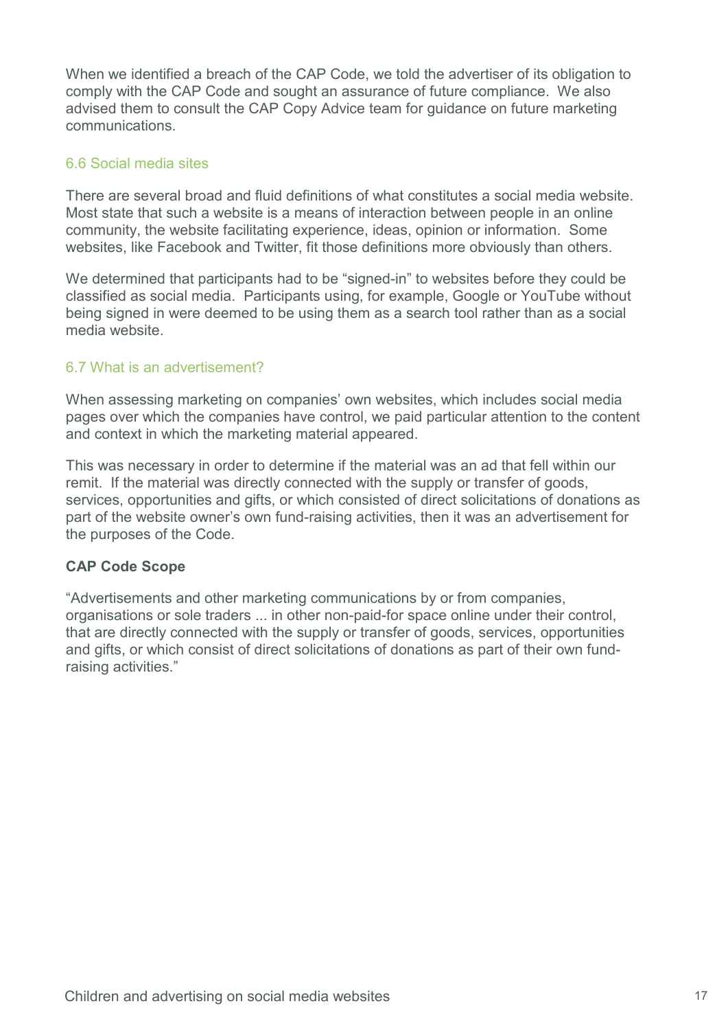When we identified a breach of the CAP Code, we told the advertiser of its obligation to comply with the CAP Code and sought an assurance of future compliance. We also advised them to consult the CAP Copy Advice team for guidance on future marketing communications.

### 6.6 Social media sites

There are several broad and fluid definitions of what constitutes a social media website. Most state that such a website is a means of interaction between people in an online community, the website facilitating experience, ideas, opinion or information. Some websites, like Facebook and Twitter, fit those definitions more obviously than others.

We determined that participants had to be "signed-in" to websites before they could be classified as social media. Participants using, for example, Google or YouTube without being signed in were deemed to be using them as a search tool rather than as a social media website.

### 6.7 What is an advertisement?

When assessing marketing on companies' own websites, which includes social media pages over which the companies have control, we paid particular attention to the content and context in which the marketing material appeared.

This was necessary in order to determine if the material was an ad that fell within our remit. If the material was directly connected with the supply or transfer of goods, services, opportunities and gifts, or which consisted of direct solicitations of donations as part of the website owner's own fund-raising activities, then it was an advertisement for the purposes of the Code.

**CAP Code Scope**

"Advertisements and other marketing communications by or from companies, organisations or sole traders ... in other non-paid-for space online under their control, that are directly connected with the supply or transfer of goods, services, opportunities and gifts, or which consist of direct solicitations of donations as part of their own fund-raising activities."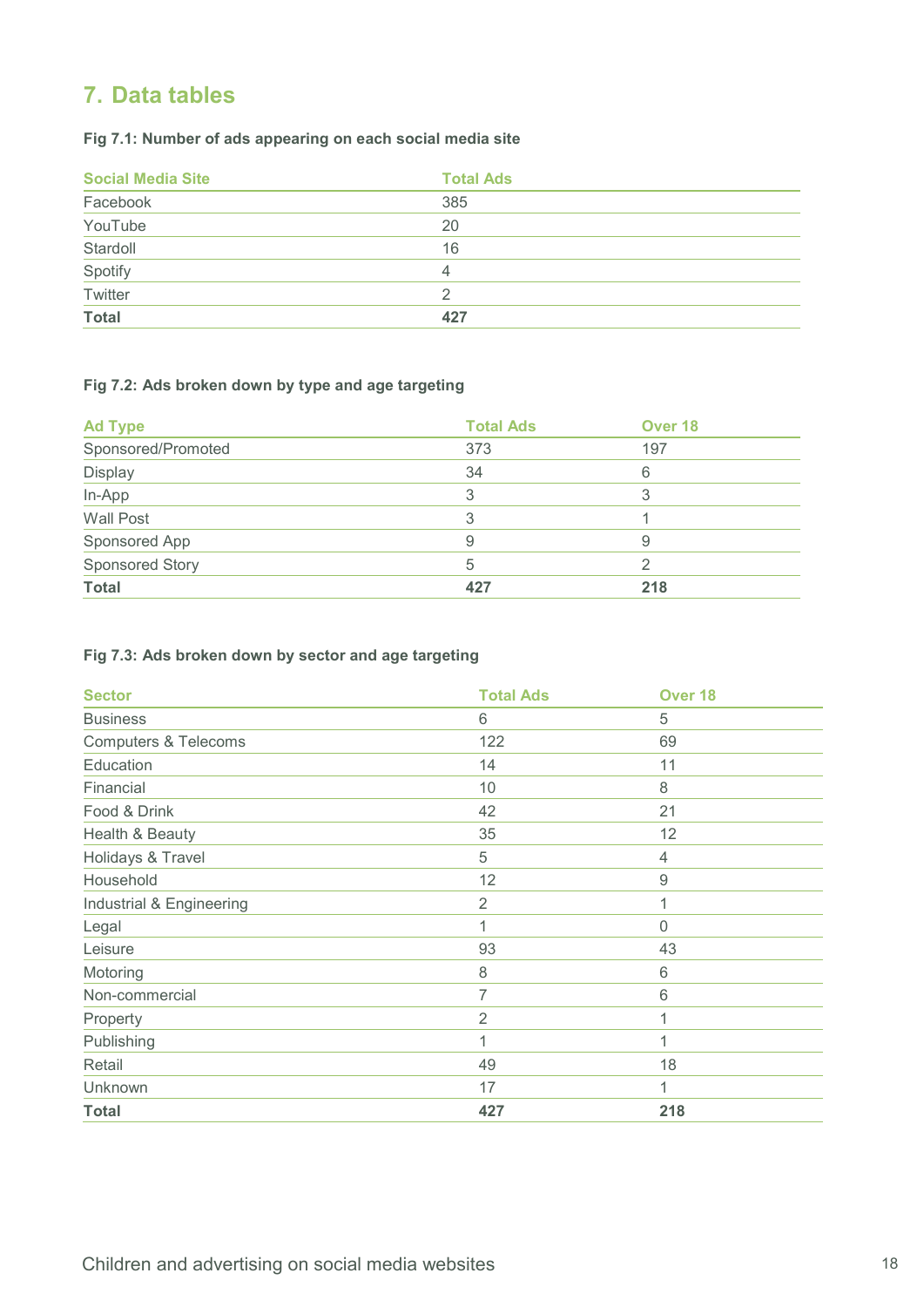## 7. Data tables

**Fig 7.1: Number of ads appearing on each social media site**

| Social Media Site | Total Ads |
|---|---|
| Facebook | 385 |
| YouTube | 20 |
| Stardoll | 16 |
| Spotify | 4 |
| Twitter | 2 |
| **Total** | **427** |

**Fig 7.2: Ads broken down by type and age targeting**

| Ad Type | Total Ads | Over 18 |
|---|---|---|
| Sponsored/Promoted | 373 | 197 |
| Display | 34 | 6 |
| In-App | 3 | 3 |
| Wall Post | 3 | 1 |
| Sponsored App | 9 | 9 |
| Sponsored Story | 5 | 2 |
| **Total** | **427** | **218** |

**Fig 7.3: Ads broken down by sector and age targeting**

| Sector | Total Ads | Over 18 |
|---|---|---|
| Business | 6 | 5 |
| Computers & Telecoms | 122 | 69 |
| Education | 14 | 11 |
| Financial | 10 | 8 |
| Food & Drink | 42 | 21 |
| Health & Beauty | 35 | 12 |
| Holidays & Travel | 5 | 4 |
| Household | 12 | 9 |
| Industrial & Engineering | 2 | 1 |
| Legal | 1 | 0 |
| Leisure | 93 | 43 |
| Motoring | 8 | 6 |
| Non-commercial | 7 | 6 |
| Property | 2 | 1 |
| Publishing | 1 | 1 |
| Retail | 49 | 18 |
| Unknown | 17 | 1 |
| **Total** | **427** | **218** |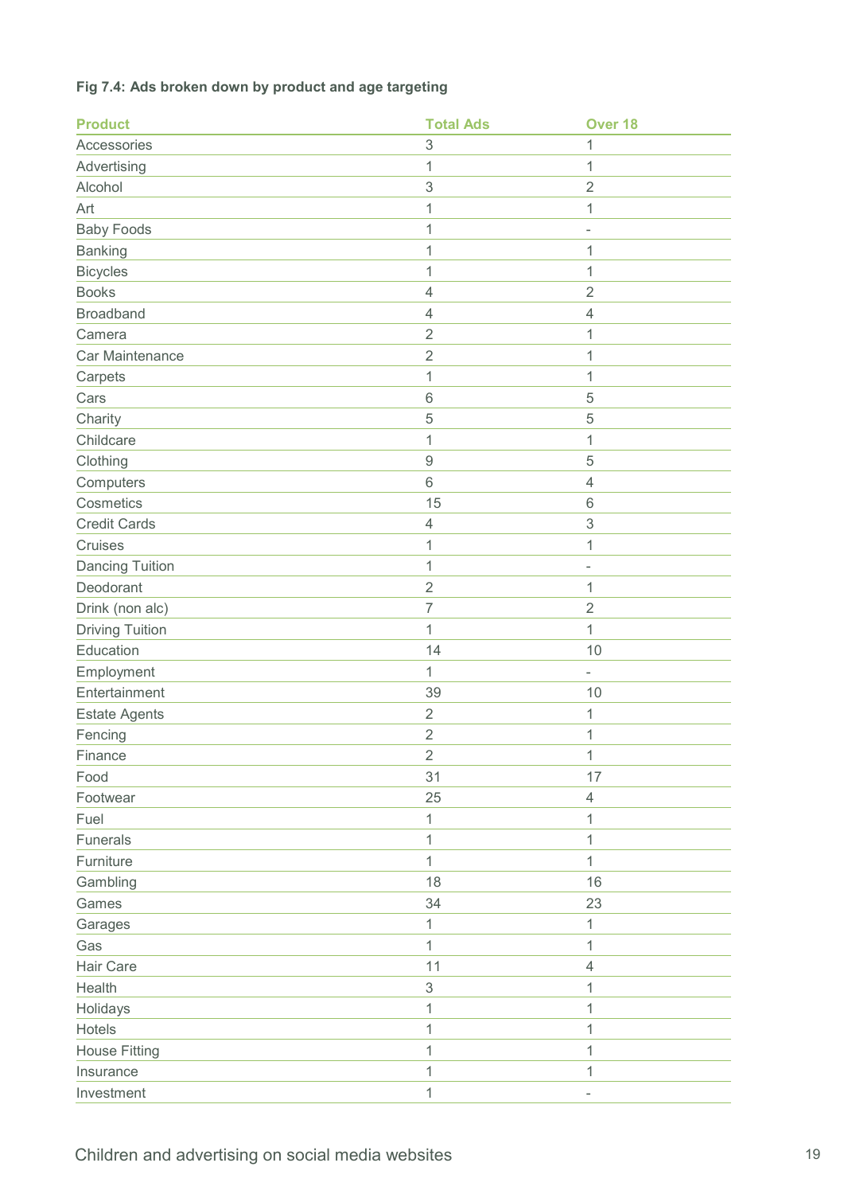**Fig 7.4: Ads broken down by product and age targeting**

| Product | Total Ads | Over 18 |
|---|---|---|
| Accessories | 3 | 1 |
| Advertising | 1 | 1 |
| Alcohol | 3 | 2 |
| Art | 1 | 1 |
| Baby Foods | 1 | - |
| Banking | 1 | 1 |
| Bicycles | 1 | 1 |
| Books | 4 | 2 |
| Broadband | 4 | 4 |
| Camera | 2 | 1 |
| Car Maintenance | 2 | 1 |
| Carpets | 1 | 1 |
| Cars | 6 | 5 |
| Charity | 5 | 5 |
| Childcare | 1 | 1 |
| Clothing | 9 | 5 |
| Computers | 6 | 4 |
| Cosmetics | 15 | 6 |
| Credit Cards | 4 | 3 |
| Cruises | 1 | 1 |
| Dancing Tuition | 1 | - |
| Deodorant | 2 | 1 |
| Drink (non alc) | 7 | 2 |
| Driving Tuition | 1 | 1 |
| Education | 14 | 10 |
| Employment | 1 | - |
| Entertainment | 39 | 10 |
| Estate Agents | 2 | 1 |
| Fencing | 2 | 1 |
| Finance | 2 | 1 |
| Food | 31 | 17 |
| Footwear | 25 | 4 |
| Fuel | 1 | 1 |
| Funerals | 1 | 1 |
| Furniture | 1 | 1 |
| Gambling | 18 | 16 |
| Games | 34 | 23 |
| Garages | 1 | 1 |
| Gas | 1 | 1 |
| Hair Care | 11 | 4 |
| Health | 3 | 1 |
| Holidays | 1 | 1 |
| Hotels | 1 | 1 |
| House Fitting | 1 | 1 |
| Insurance | 1 | 1 |
| Investment | 1 | - |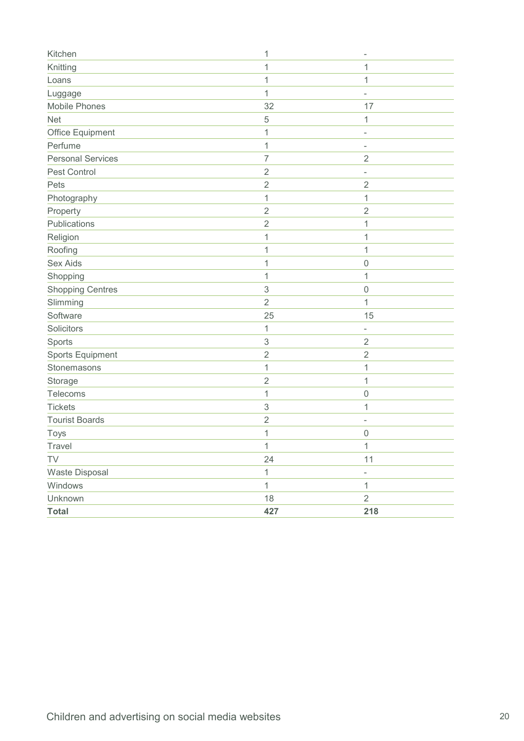| | | |
|---|---|---|
| Kitchen | 1 | - |
| Knitting | 1 | 1 |
| Loans | 1 | 1 |
| Luggage | 1 | - |
| Mobile Phones | 32 | 17 |
| Net | 5 | 1 |
| Office Equipment | 1 | - |
| Perfume | 1 | - |
| Personal Services | 7 | 2 |
| Pest Control | 2 | - |
| Pets | 2 | 2 |
| Photography | 1 | 1 |
| Property | 2 | 2 |
| Publications | 2 | 1 |
| Religion | 1 | 1 |
| Roofing | 1 | 1 |
| Sex Aids | 1 | 0 |
| Shopping | 1 | 1 |
| Shopping Centres | 3 | 0 |
| Slimming | 2 | 1 |
| Software | 25 | 15 |
| Solicitors | 1 | - |
| Sports | 3 | 2 |
| Sports Equipment | 2 | 2 |
| Stonemasons | 1 | 1 |
| Storage | 2 | 1 |
| Telecoms | 1 | 0 |
| Tickets | 3 | 1 |
| Tourist Boards | 2 | - |
| Toys | 1 | 0 |
| Travel | 1 | 1 |
| TV | 24 | 11 |
| Waste Disposal | 1 | - |
| Windows | 1 | 1 |
| Unknown | 18 | 2 |
| **Total** | **427** | **218** |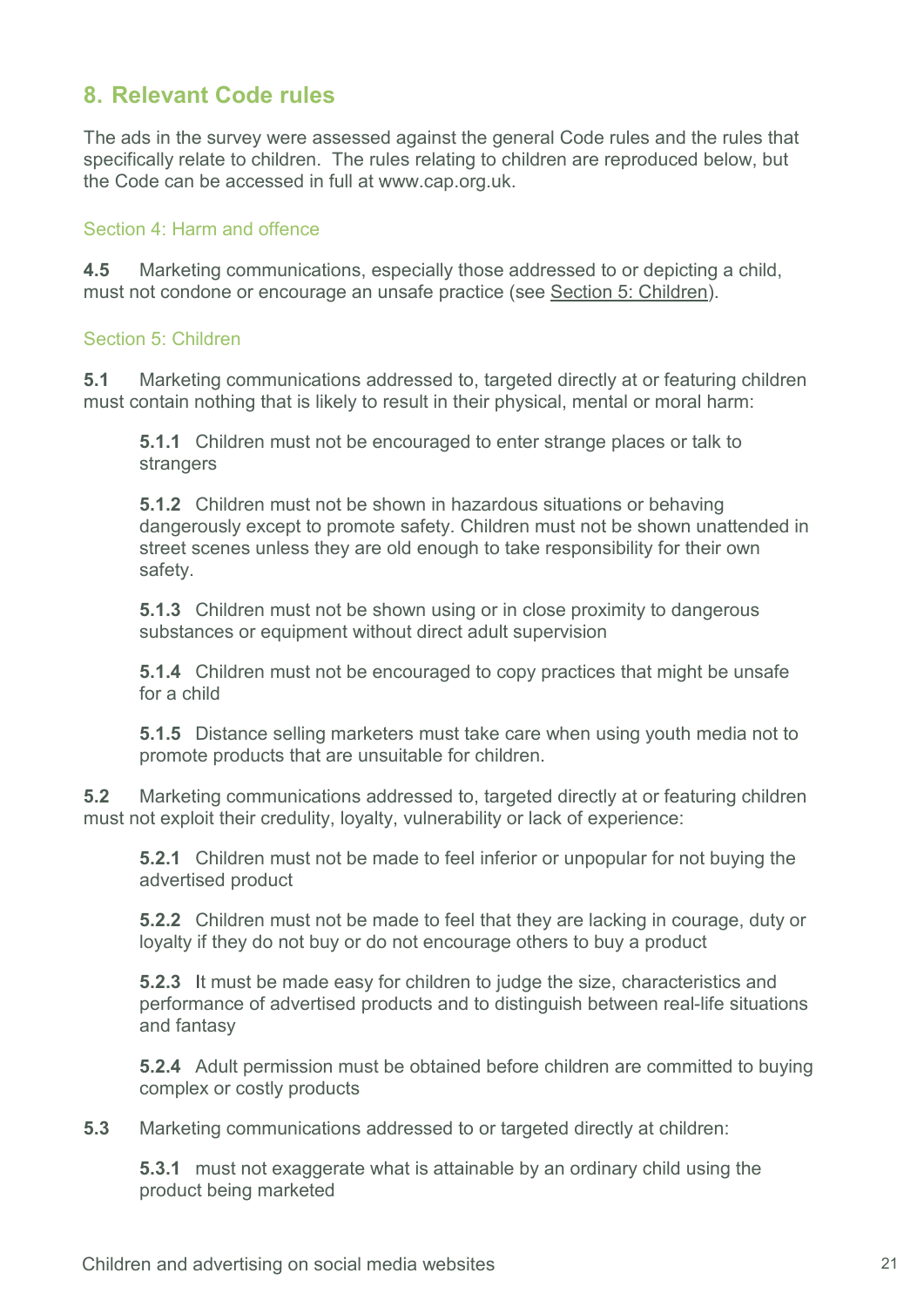## 8. Relevant Code rules

The ads in the survey were assessed against the general Code rules and the rules that specifically relate to children. The rules relating to children are reproduced below, but the Code can be accessed in full at www.cap.org.uk.

### Section 4: Harm and offence

**4.5** Marketing communications, especially those addressed to or depicting a child, must not condone or encourage an unsafe practice (see Section 5: Children).

### Section 5: Children

**5.1** Marketing communications addressed to, targeted directly at or featuring children must contain nothing that is likely to result in their physical, mental or moral harm:

> **5.1.1** Children must not be encouraged to enter strange places or talk to strangers
>
> **5.1.2** Children must not be shown in hazardous situations or behaving dangerously except to promote safety. Children must not be shown unattended in street scenes unless they are old enough to take responsibility for their own safety.
>
> **5.1.3** Children must not be shown using or in close proximity to dangerous substances or equipment without direct adult supervision
>
> **5.1.4** Children must not be encouraged to copy practices that might be unsafe for a child
>
> **5.1.5** Distance selling marketers must take care when using youth media not to promote products that are unsuitable for children.

**5.2** Marketing communications addressed to, targeted directly at or featuring children must not exploit their credulity, loyalty, vulnerability or lack of experience:

> **5.2.1** Children must not be made to feel inferior or unpopular for not buying the advertised product
>
> **5.2.2** Children must not be made to feel that they are lacking in courage, duty or loyalty if they do not buy or do not encourage others to buy a product
>
> **5.2.3** It must be made easy for children to judge the size, characteristics and performance of advertised products and to distinguish between real-life situations and fantasy
>
> **5.2.4** Adult permission must be obtained before children are committed to buying complex or costly products

**5.3** Marketing communications addressed to or targeted directly at children:

> **5.3.1** must not exaggerate what is attainable by an ordinary child using the product being marketed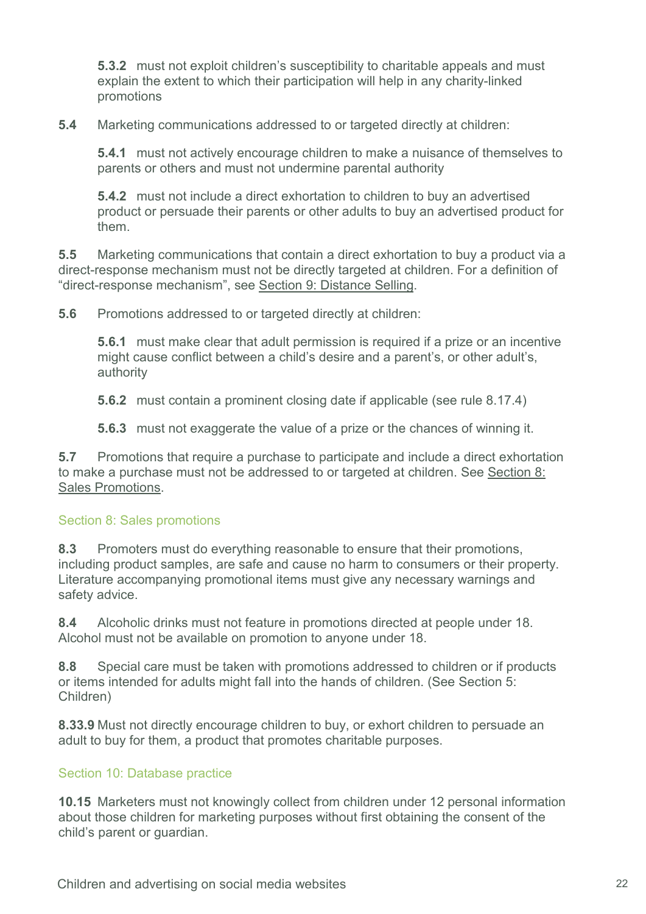**5.3.2** must not exploit children's susceptibility to charitable appeals and must explain the extent to which their participation will help in any charity-linked promotions

**5.4** Marketing communications addressed to or targeted directly at children:

**5.4.1** must not actively encourage children to make a nuisance of themselves to parents or others and must not undermine parental authority

**5.4.2** must not include a direct exhortation to children to buy an advertised product or persuade their parents or other adults to buy an advertised product for them.

**5.5** Marketing communications that contain a direct exhortation to buy a product via a direct-response mechanism must not be directly targeted at children. For a definition of "direct-response mechanism", see Section 9: Distance Selling.

**5.6** Promotions addressed to or targeted directly at children:

**5.6.1** must make clear that adult permission is required if a prize or an incentive might cause conflict between a child's desire and a parent's, or other adult's, authority

**5.6.2** must contain a prominent closing date if applicable (see rule 8.17.4)

**5.6.3** must not exaggerate the value of a prize or the chances of winning it.

**5.7** Promotions that require a purchase to participate and include a direct exhortation to make a purchase must not be addressed to or targeted at children. See Section 8: Sales Promotions.

## Section 8: Sales promotions

**8.3** Promoters must do everything reasonable to ensure that their promotions, including product samples, are safe and cause no harm to consumers or their property. Literature accompanying promotional items must give any necessary warnings and safety advice.

**8.4** Alcoholic drinks must not feature in promotions directed at people under 18. Alcohol must not be available on promotion to anyone under 18.

**8.8** Special care must be taken with promotions addressed to children or if products or items intended for adults might fall into the hands of children. (See Section 5: Children)

**8.33.9** Must not directly encourage children to buy, or exhort children to persuade an adult to buy for them, a product that promotes charitable purposes.

## Section 10: Database practice

**10.15** Marketers must not knowingly collect from children under 12 personal information about those children for marketing purposes without first obtaining the consent of the child's parent or guardian.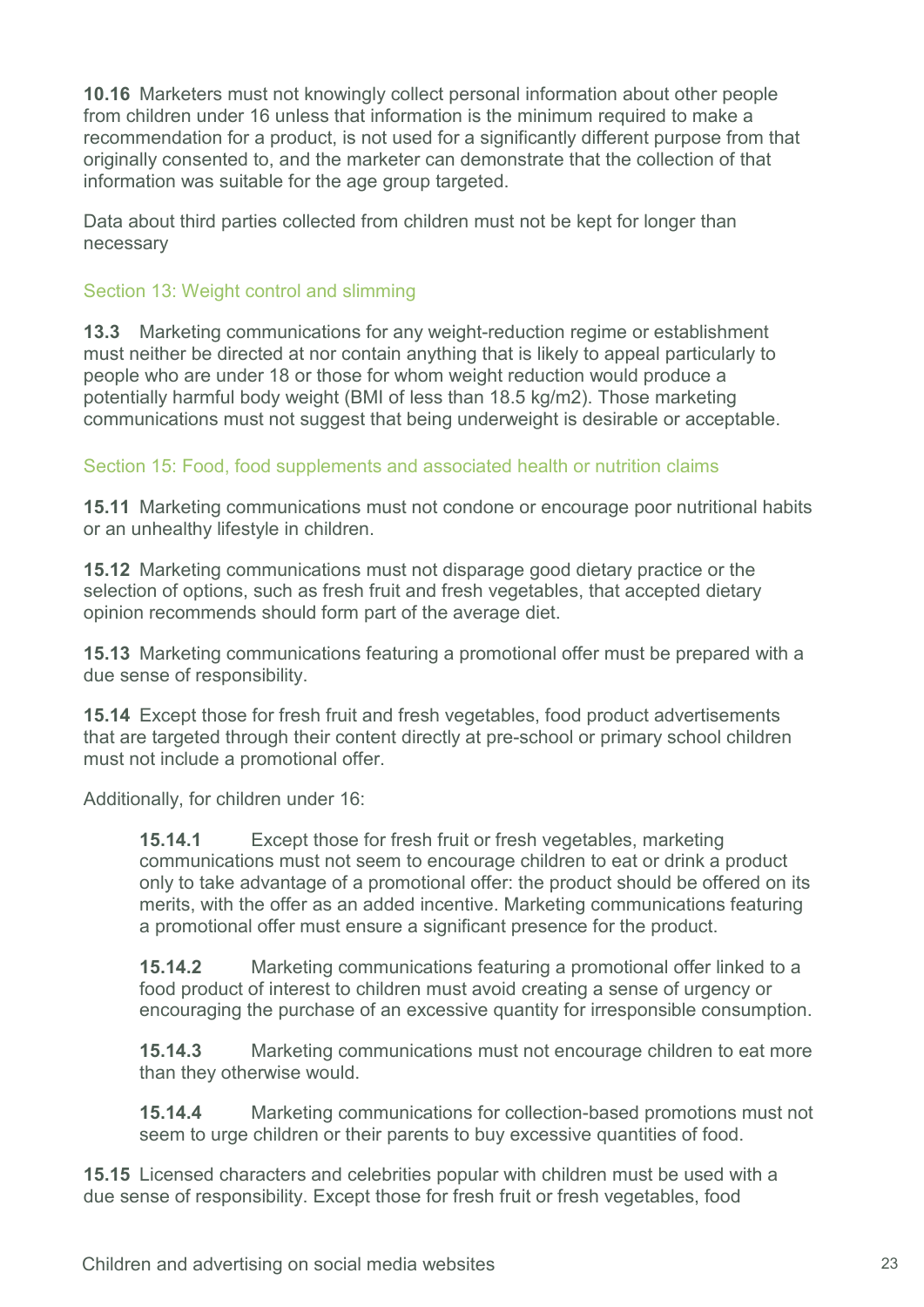**10.16** Marketers must not knowingly collect personal information about other people from children under 16 unless that information is the minimum required to make a recommendation for a product, is not used for a significantly different purpose from that originally consented to, and the marketer can demonstrate that the collection of that information was suitable for the age group targeted.

Data about third parties collected from children must not be kept for longer than necessary

### Section 13: Weight control and slimming

**13.3** Marketing communications for any weight-reduction regime or establishment must neither be directed at nor contain anything that is likely to appeal particularly to people who are under 18 or those for whom weight reduction would produce a potentially harmful body weight (BMI of less than 18.5 kg/m2). Those marketing communications must not suggest that being underweight is desirable or acceptable.

### Section 15: Food, food supplements and associated health or nutrition claims

**15.11** Marketing communications must not condone or encourage poor nutritional habits or an unhealthy lifestyle in children.

**15.12** Marketing communications must not disparage good dietary practice or the selection of options, such as fresh fruit and fresh vegetables, that accepted dietary opinion recommends should form part of the average diet.

**15.13** Marketing communications featuring a promotional offer must be prepared with a due sense of responsibility.

**15.14** Except those for fresh fruit and fresh vegetables, food product advertisements that are targeted through their content directly at pre-school or primary school children must not include a promotional offer.

Additionally, for children under 16:

> **15.14.1** Except those for fresh fruit or fresh vegetables, marketing communications must not seem to encourage children to eat or drink a product only to take advantage of a promotional offer: the product should be offered on its merits, with the offer as an added incentive. Marketing communications featuring a promotional offer must ensure a significant presence for the product.
>
> **15.14.2** Marketing communications featuring a promotional offer linked to a food product of interest to children must avoid creating a sense of urgency or encouraging the purchase of an excessive quantity for irresponsible consumption.
>
> **15.14.3** Marketing communications must not encourage children to eat more than they otherwise would.
>
> **15.14.4** Marketing communications for collection-based promotions must not seem to urge children or their parents to buy excessive quantities of food.

**15.15** Licensed characters and celebrities popular with children must be used with a due sense of responsibility. Except those for fresh fruit or fresh vegetables, food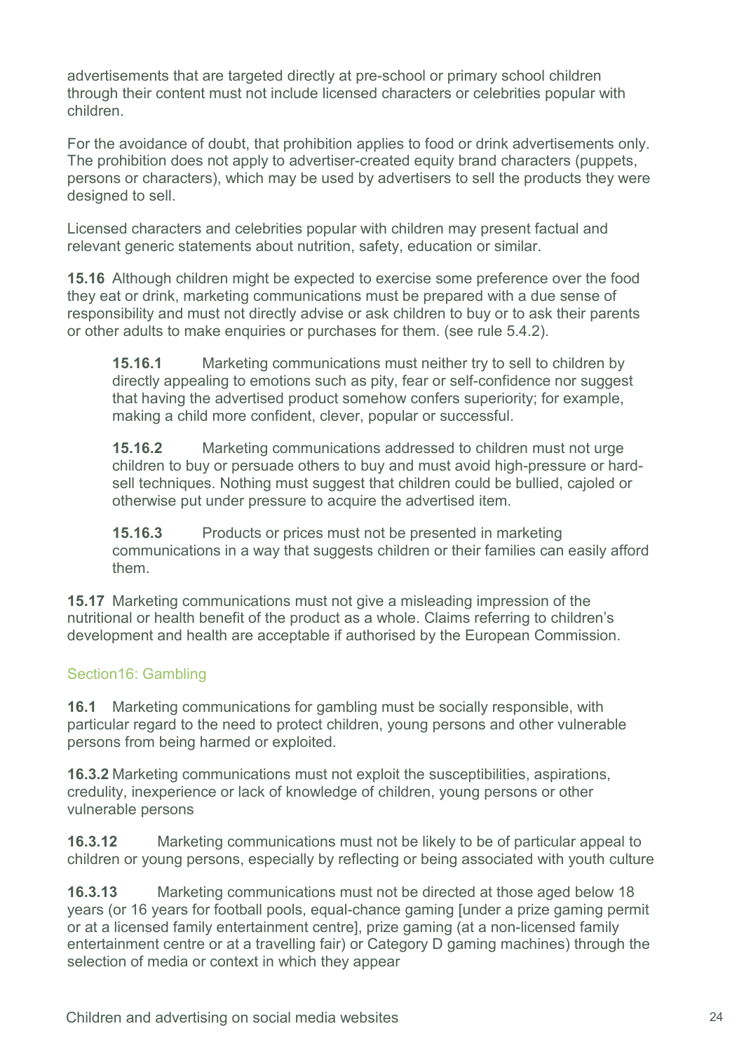advertisements that are targeted directly at pre-school or primary school children through their content must not include licensed characters or celebrities popular with children.

For the avoidance of doubt, that prohibition applies to food or drink advertisements only. The prohibition does not apply to advertiser-created equity brand characters (puppets, persons or characters), which may be used by advertisers to sell the products they were designed to sell.

Licensed characters and celebrities popular with children may present factual and relevant generic statements about nutrition, safety, education or similar.

**15.16** Although children might be expected to exercise some preference over the food they eat or drink, marketing communications must be prepared with a due sense of responsibility and must not directly advise or ask children to buy or to ask their parents or other adults to make enquiries or purchases for them. (see rule 5.4.2).

> **15.16.1** Marketing communications must neither try to sell to children by directly appealing to emotions such as pity, fear or self-confidence nor suggest that having the advertised product somehow confers superiority; for example, making a child more confident, clever, popular or successful.
>
> **15.16.2** Marketing communications addressed to children must not urge children to buy or persuade others to buy and must avoid high-pressure or hard-sell techniques. Nothing must suggest that children could be bullied, cajoled or otherwise put under pressure to acquire the advertised item.
>
> **15.16.3** Products or prices must not be presented in marketing communications in a way that suggests children or their families can easily afford them.

**15.17** Marketing communications must not give a misleading impression of the nutritional or health benefit of the product as a whole. Claims referring to children's development and health are acceptable if authorised by the European Commission.

## Section16: Gambling

**16.1** Marketing communications for gambling must be socially responsible, with particular regard to the need to protect children, young persons and other vulnerable persons from being harmed or exploited.

**16.3.2** Marketing communications must not exploit the susceptibilities, aspirations, credulity, inexperience or lack of knowledge of children, young persons or other vulnerable persons

**16.3.12** Marketing communications must not be likely to be of particular appeal to children or young persons, especially by reflecting or being associated with youth culture

**16.3.13** Marketing communications must not be directed at those aged below 18 years (or 16 years for football pools, equal-chance gaming [under a prize gaming permit or at a licensed family entertainment centre], prize gaming (at a non-licensed family entertainment centre or at a travelling fair) or Category D gaming machines) through the selection of media or context in which they appear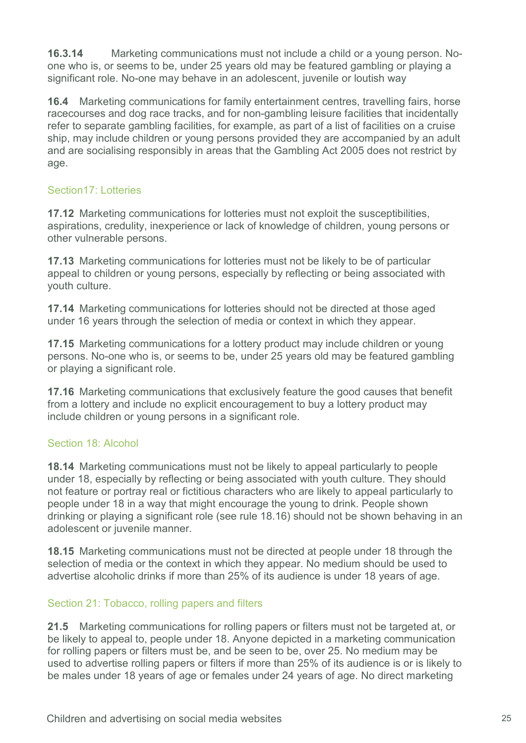**16.3.14** Marketing communications must not include a child or a young person. No-one who is, or seems to be, under 25 years old may be featured gambling or playing a significant role. No-one may behave in an adolescent, juvenile or loutish way

**16.4** Marketing communications for family entertainment centres, travelling fairs, horse racecourses and dog race tracks, and for non-gambling leisure facilities that incidentally refer to separate gambling facilities, for example, as part of a list of facilities on a cruise ship, may include children or young persons provided they are accompanied by an adult and are socialising responsibly in areas that the Gambling Act 2005 does not restrict by age.

### Section17: Lotteries

**17.12** Marketing communications for lotteries must not exploit the susceptibilities, aspirations, credulity, inexperience or lack of knowledge of children, young persons or other vulnerable persons.

**17.13** Marketing communications for lotteries must not be likely to be of particular appeal to children or young persons, especially by reflecting or being associated with youth culture.

**17.14** Marketing communications for lotteries should not be directed at those aged under 16 years through the selection of media or context in which they appear.

**17.15** Marketing communications for a lottery product may include children or young persons. No-one who is, or seems to be, under 25 years old may be featured gambling or playing a significant role.

**17.16** Marketing communications that exclusively feature the good causes that benefit from a lottery and include no explicit encouragement to buy a lottery product may include children or young persons in a significant role.

### Section 18: Alcohol

**18.14** Marketing communications must not be likely to appeal particularly to people under 18, especially by reflecting or being associated with youth culture. They should not feature or portray real or fictitious characters who are likely to appeal particularly to people under 18 in a way that might encourage the young to drink. People shown drinking or playing a significant role (see rule 18.16) should not be shown behaving in an adolescent or juvenile manner.

**18.15** Marketing communications must not be directed at people under 18 through the selection of media or the context in which they appear. No medium should be used to advertise alcoholic drinks if more than 25% of its audience is under 18 years of age.

### Section 21: Tobacco, rolling papers and filters

**21.5** Marketing communications for rolling papers or filters must not be targeted at, or be likely to appeal to, people under 18. Anyone depicted in a marketing communication for rolling papers or filters must be, and be seen to be, over 25. No medium may be used to advertise rolling papers or filters if more than 25% of its audience is or is likely to be males under 18 years of age or females under 24 years of age. No direct marketing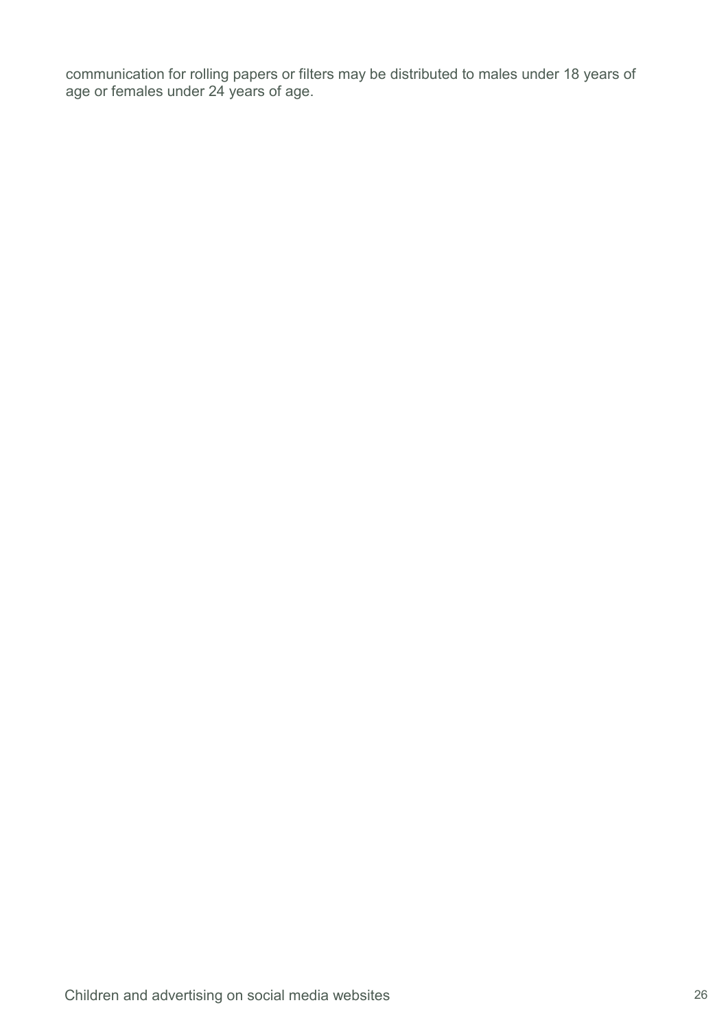communication for rolling papers or filters may be distributed to males under 18 years of age or females under 24 years of age.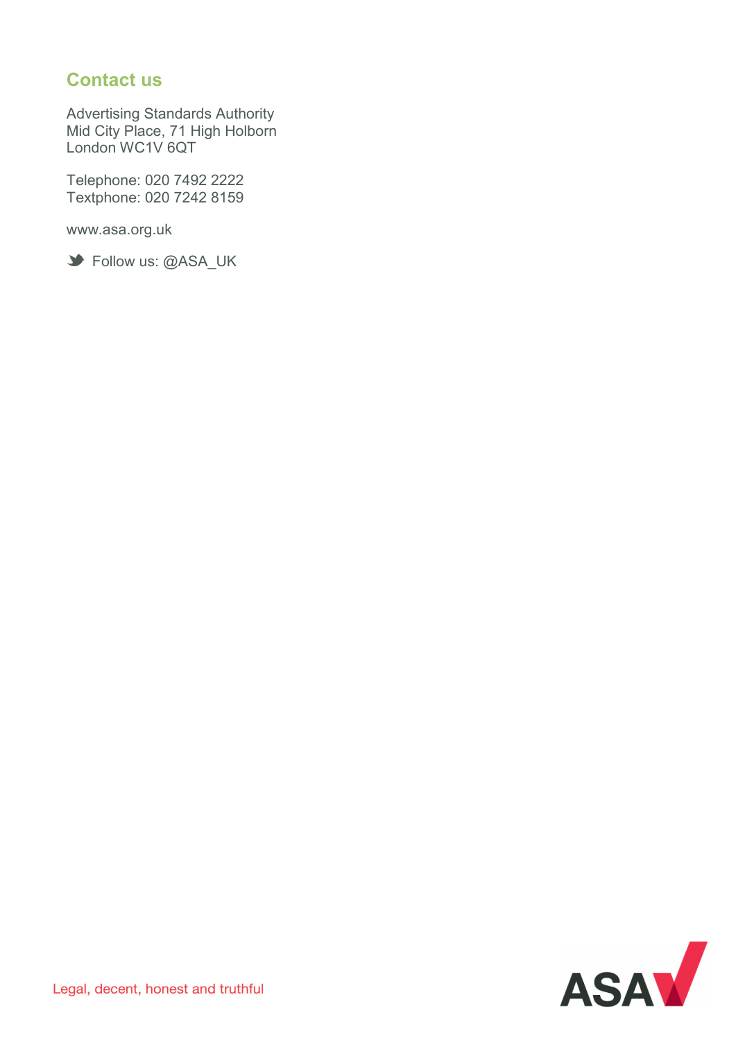## Contact us

Advertising Standards Authority
Mid City Place, 71 High Holborn
London WC1V 6QT

Telephone: 020 7492 2222
Textphone: 020 7242 8159

www.asa.org.uk

Follow us: @ASA_UK

Legal, decent, honest and truthful

ASA